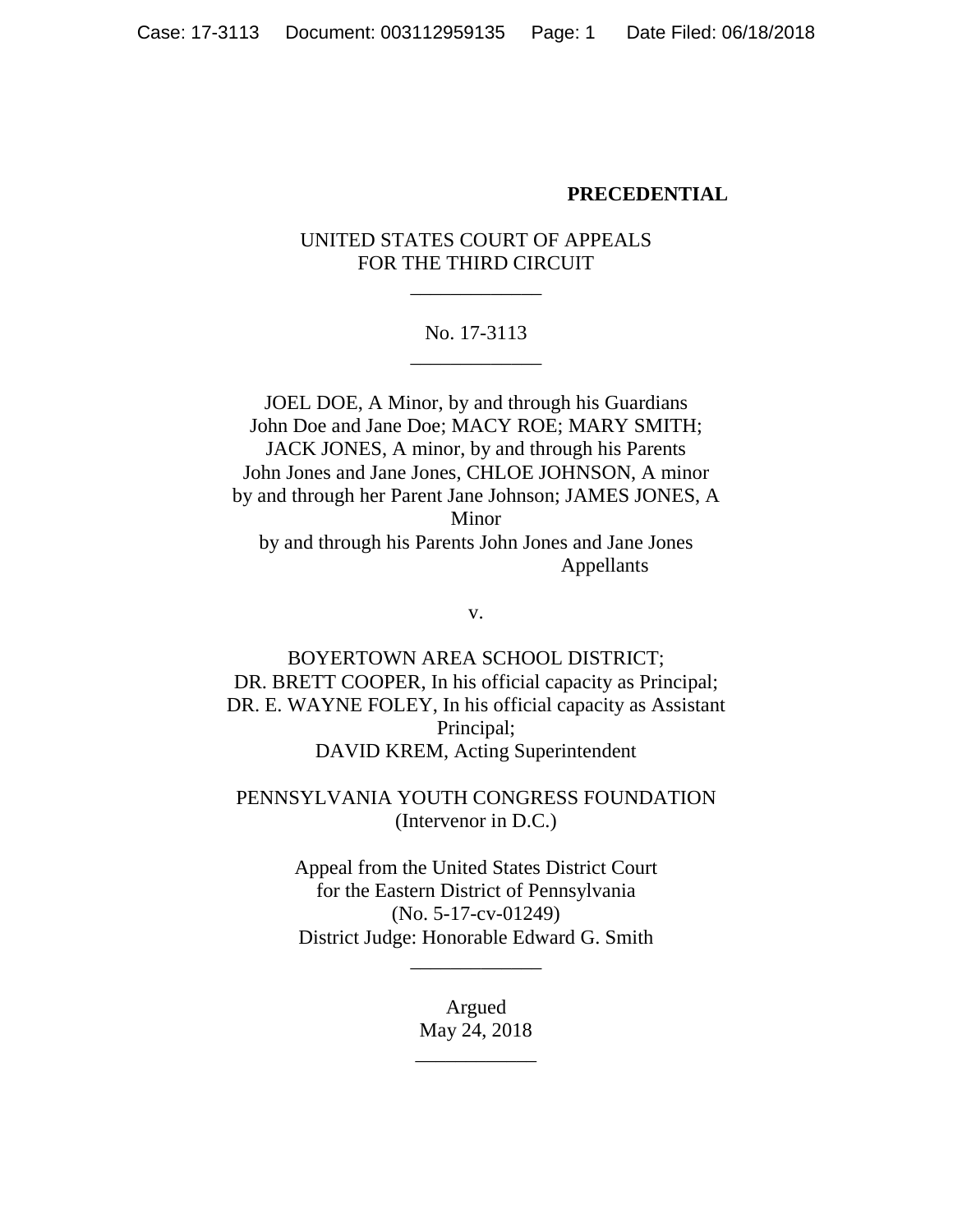**PRECEDENTIAL**

UNITED STATES COURT OF APPEALS
FOR THE THIRD CIRCUIT

\_\_\_\_\_\_\_\_\_\_\_\_\_

No. 17-3113

\_\_\_\_\_\_\_\_\_\_\_\_\_

JOEL DOE, A Minor, by and through his Guardians John Doe and Jane Doe; MACY ROE; MARY SMITH; JACK JONES, A minor, by and through his Parents John Jones and Jane Jones, CHLOE JOHNSON, A minor by and through her Parent Jane Johnson; JAMES JONES, A Minor by and through his Parents John Jones and Jane Jones

Appellants

v.

BOYERTOWN AREA SCHOOL DISTRICT;
DR. BRETT COOPER, In his official capacity as Principal;
DR. E. WAYNE FOLEY, In his official capacity as Assistant Principal;
DAVID KREM, Acting Superintendent

PENNSYLVANIA YOUTH CONGRESS FOUNDATION
(Intervenor in D.C.)

Appeal from the United States District Court
for the Eastern District of Pennsylvania
(No. 5-17-cv-01249)
District Judge: Honorable Edward G. Smith

\_\_\_\_\_\_\_\_\_\_\_\_\_

Argued
May 24, 2018

\_\_\_\_\_\_\_\_\_\_\_\_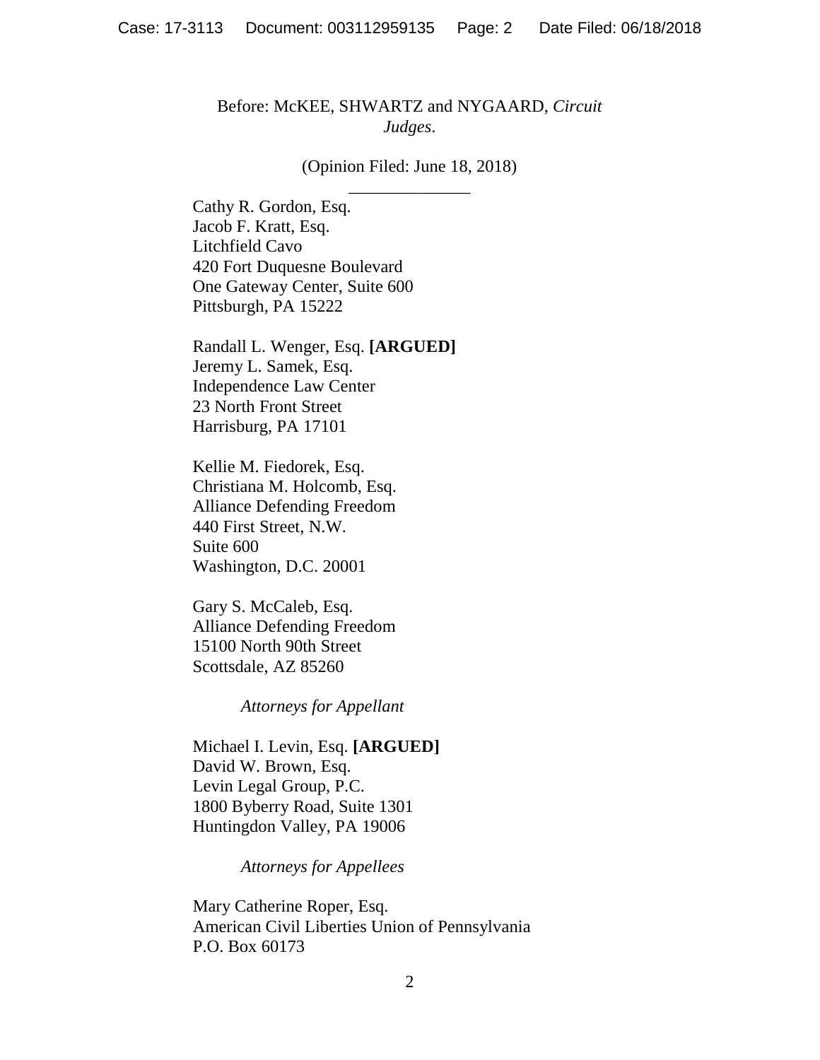Before: McKEE, SHWARTZ and NYGAARD, *Circuit Judges*.

(Opinion Filed: June 18, 2018)

\_\_\_\_\_\_\_\_\_\_\_\_\_\_

Cathy R. Gordon, Esq.
Jacob F. Kratt, Esq.
Litchfield Cavo
420 Fort Duquesne Boulevard
One Gateway Center, Suite 600
Pittsburgh, PA 15222

Randall L. Wenger, Esq. **[ARGUED]**
Jeremy L. Samek, Esq.
Independence Law Center
23 North Front Street
Harrisburg, PA 17101

Kellie M. Fiedorek, Esq.
Christiana M. Holcomb, Esq.
Alliance Defending Freedom
440 First Street, N.W.
Suite 600
Washington, D.C. 20001

Gary S. McCaleb, Esq.
Alliance Defending Freedom
15100 North 90th Street
Scottsdale, AZ 85260

*Attorneys for Appellant*

Michael I. Levin, Esq. **[ARGUED]**
David W. Brown, Esq.
Levin Legal Group, P.C.
1800 Byberry Road, Suite 1301
Huntingdon Valley, PA 19006

*Attorneys for Appellees*

Mary Catherine Roper, Esq.
American Civil Liberties Union of Pennsylvania
P.O. Box 60173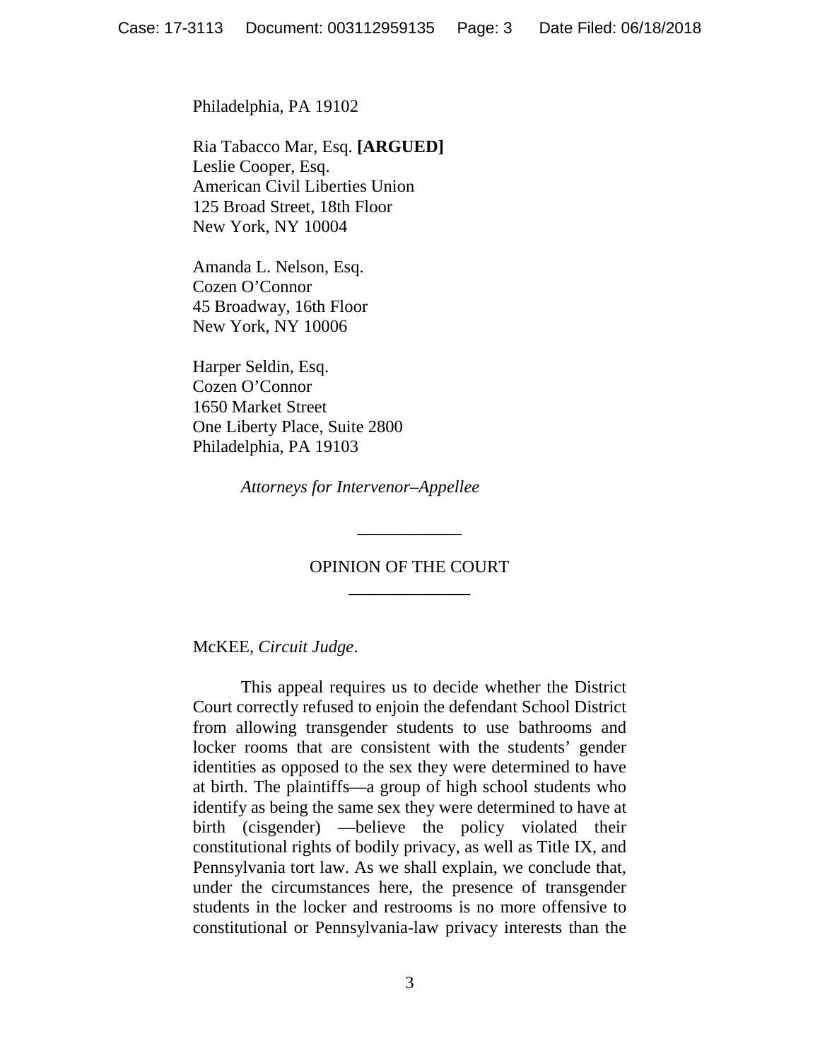Philadelphia, PA 19102

Ria Tabacco Mar, Esq. **[ARGUED]**
Leslie Cooper, Esq.
American Civil Liberties Union
125 Broad Street, 18th Floor
New York, NY 10004

Amanda L. Nelson, Esq.
Cozen O'Connor
45 Broadway, 16th Floor
New York, NY 10006

Harper Seldin, Esq.
Cozen O'Connor
1650 Market Street
One Liberty Place, Suite 2800
Philadelphia, PA 19103

*Attorneys for Intervenor–Appellee*

---

OPINION OF THE COURT

---

McKEE, *Circuit Judge*.

This appeal requires us to decide whether the District Court correctly refused to enjoin the defendant School District from allowing transgender students to use bathrooms and locker rooms that are consistent with the students' gender identities as opposed to the sex they were determined to have at birth. The plaintiffs—a group of high school students who identify as being the same sex they were determined to have at birth (cisgender) —believe the policy violated their constitutional rights of bodily privacy, as well as Title IX, and Pennsylvania tort law. As we shall explain, we conclude that, under the circumstances here, the presence of transgender students in the locker and restrooms is no more offensive to constitutional or Pennsylvania-law privacy interests than the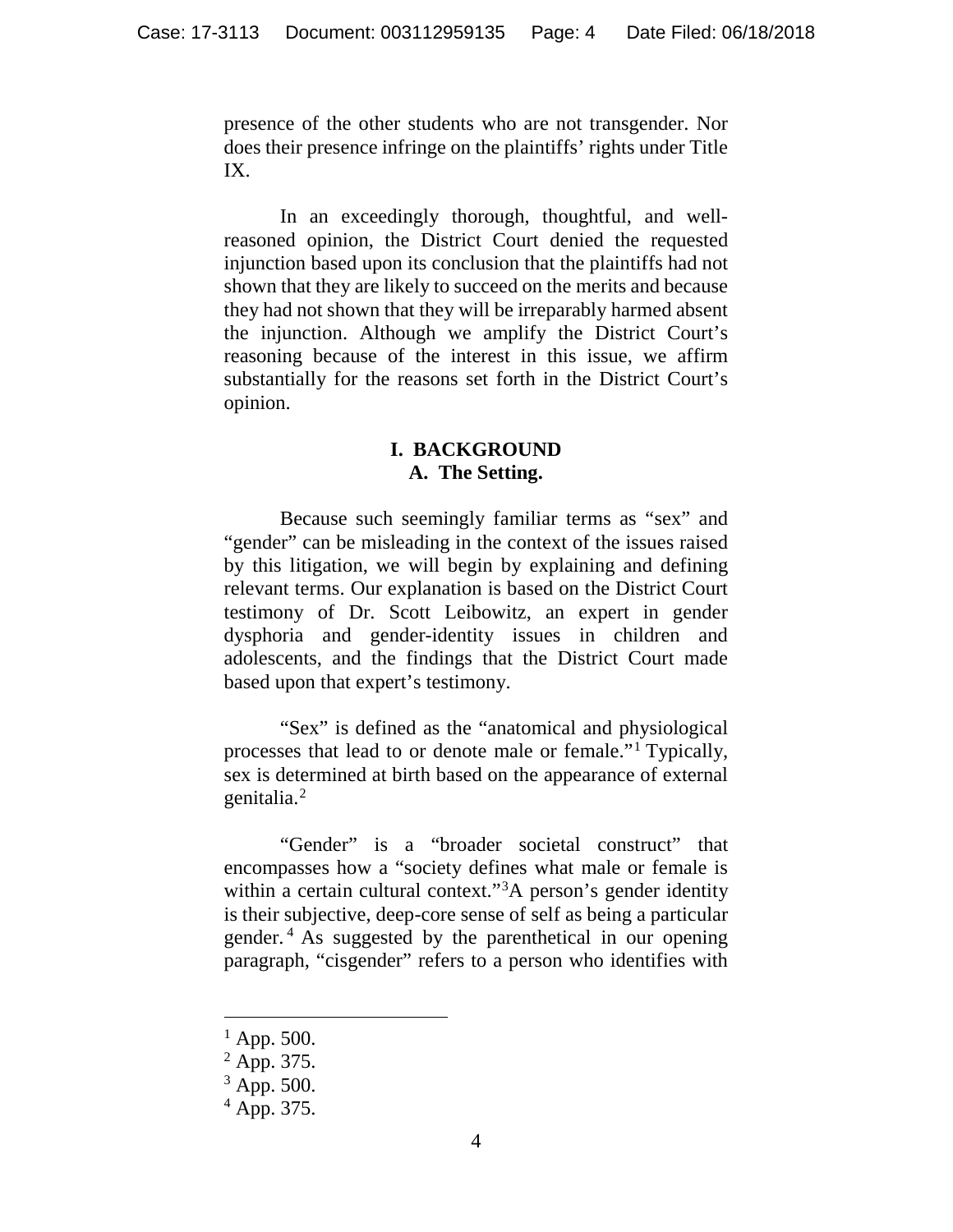presence of the other students who are not transgender. Nor does their presence infringe on the plaintiffs' rights under Title IX.

In an exceedingly thorough, thoughtful, and well-reasoned opinion, the District Court denied the requested injunction based upon its conclusion that the plaintiffs had not shown that they are likely to succeed on the merits and because they had not shown that they will be irreparably harmed absent the injunction. Although we amplify the District Court's reasoning because of the interest in this issue, we affirm substantially for the reasons set forth in the District Court's opinion.

## I. BACKGROUND

### A. The Setting.

Because such seemingly familiar terms as "sex" and "gender" can be misleading in the context of the issues raised by this litigation, we will begin by explaining and defining relevant terms. Our explanation is based on the District Court testimony of Dr. Scott Leibowitz, an expert in gender dysphoria and gender-identity issues in children and adolescents, and the findings that the District Court made based upon that expert's testimony.

"Sex" is defined as the "anatomical and physiological processes that lead to or denote male or female."[1] Typically, sex is determined at birth based on the appearance of external genitalia.[2]

"Gender" is a "broader societal construct" that encompasses how a "society defines what male or female is within a certain cultural context."[3] A person's gender identity is their subjective, deep-core sense of self as being a particular gender.[4] As suggested by the parenthetical in our opening paragraph, "cisgender" refers to a person who identifies with

---

[1] App. 500.

[2] App. 375.

[3] App. 500.

[4] App. 375.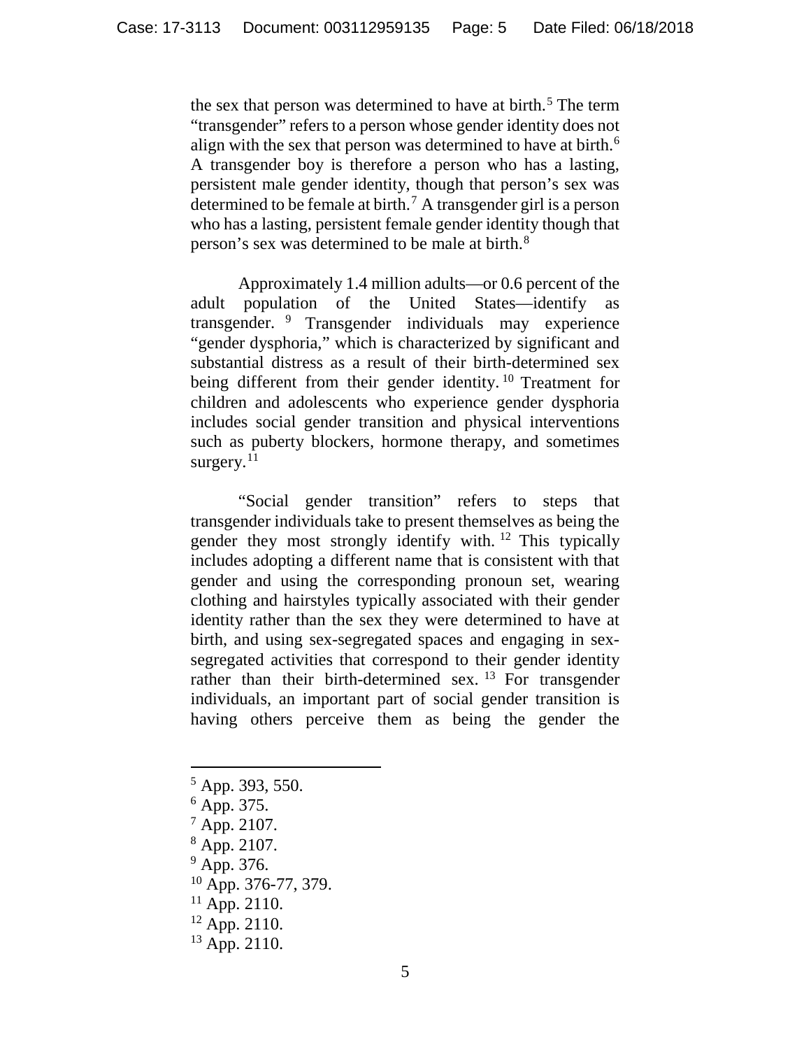the sex that person was determined to have at birth.[5] The term "transgender" refers to a person whose gender identity does not align with the sex that person was determined to have at birth.[6] A transgender boy is therefore a person who has a lasting, persistent male gender identity, though that person's sex was determined to be female at birth.[7] A transgender girl is a person who has a lasting, persistent female gender identity though that person's sex was determined to be male at birth.[8]

Approximately 1.4 million adults—or 0.6 percent of the adult population of the United States—identify as transgender.[9] Transgender individuals may experience "gender dysphoria," which is characterized by significant and substantial distress as a result of their birth-determined sex being different from their gender identity.[10] Treatment for children and adolescents who experience gender dysphoria includes social gender transition and physical interventions such as puberty blockers, hormone therapy, and sometimes surgery.[11]

"Social gender transition" refers to steps that transgender individuals take to present themselves as being the gender they most strongly identify with.[12] This typically includes adopting a different name that is consistent with that gender and using the corresponding pronoun set, wearing clothing and hairstyles typically associated with their gender identity rather than the sex they were determined to have at birth, and using sex-segregated spaces and engaging in sex-segregated activities that correspond to their gender identity rather than their birth-determined sex.[13] For transgender individuals, an important part of social gender transition is having others perceive them as being the gender the

---

[5] App. 393, 550.

[6] App. 375.

[7] App. 2107.

[8] App. 2107.

[9] App. 376.

[10] App. 376-77, 379.

[11] App. 2110.

[12] App. 2110.

[13] App. 2110.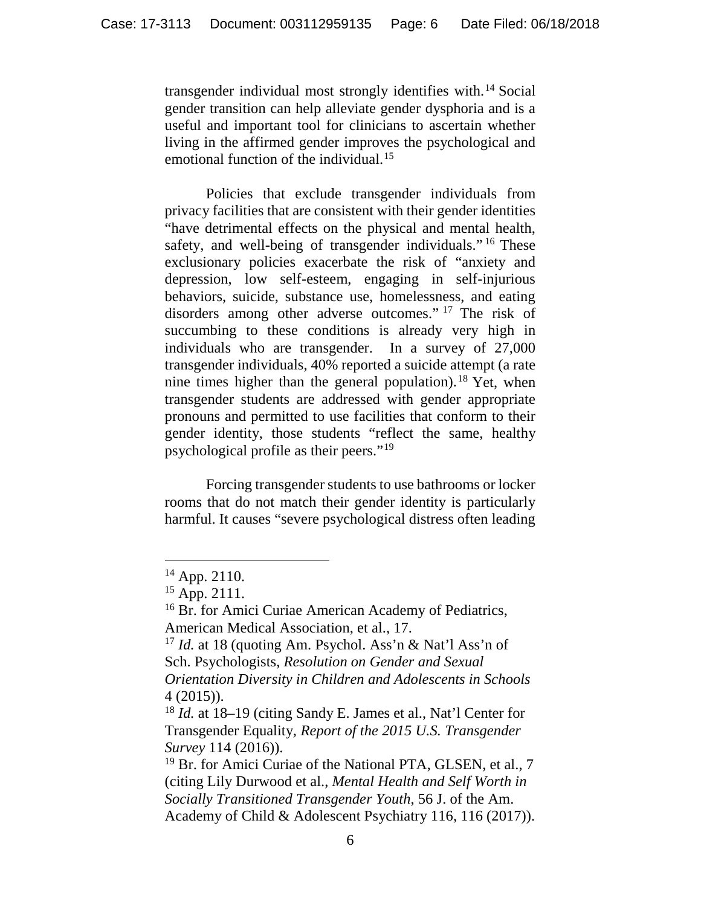transgender individual most strongly identifies with.[14] Social gender transition can help alleviate gender dysphoria and is a useful and important tool for clinicians to ascertain whether living in the affirmed gender improves the psychological and emotional function of the individual.[15]

Policies that exclude transgender individuals from privacy facilities that are consistent with their gender identities "have detrimental effects on the physical and mental health, safety, and well-being of transgender individuals."[16] These exclusionary policies exacerbate the risk of "anxiety and depression, low self-esteem, engaging in self-injurious behaviors, suicide, substance use, homelessness, and eating disorders among other adverse outcomes."[17] The risk of succumbing to these conditions is already very high in individuals who are transgender. In a survey of 27,000 transgender individuals, 40% reported a suicide attempt (a rate nine times higher than the general population).[18] Yet, when transgender students are addressed with gender appropriate pronouns and permitted to use facilities that conform to their gender identity, those students "reflect the same, healthy psychological profile as their peers."[19]

Forcing transgender students to use bathrooms or locker rooms that do not match their gender identity is particularly harmful. It causes "severe psychological distress often leading

---

[14] App. 2110.

[15] App. 2111.

[16] Br. for Amici Curiae American Academy of Pediatrics, American Medical Association, et al., 17.

[17] *Id.* at 18 (quoting Am. Psychol. Ass'n & Nat'l Ass'n of Sch. Psychologists, *Resolution on Gender and Sexual Orientation Diversity in Children and Adolescents in Schools* 4 (2015)).

[18] *Id.* at 18–19 (citing Sandy E. James et al., Nat'l Center for Transgender Equality, *Report of the 2015 U.S. Transgender Survey* 114 (2016)).

[19] Br. for Amici Curiae of the National PTA, GLSEN, et al., 7 (citing Lily Durwood et al., *Mental Health and Self Worth in Socially Transitioned Transgender Youth*, 56 J. of the Am. Academy of Child & Adolescent Psychiatry 116, 116 (2017)).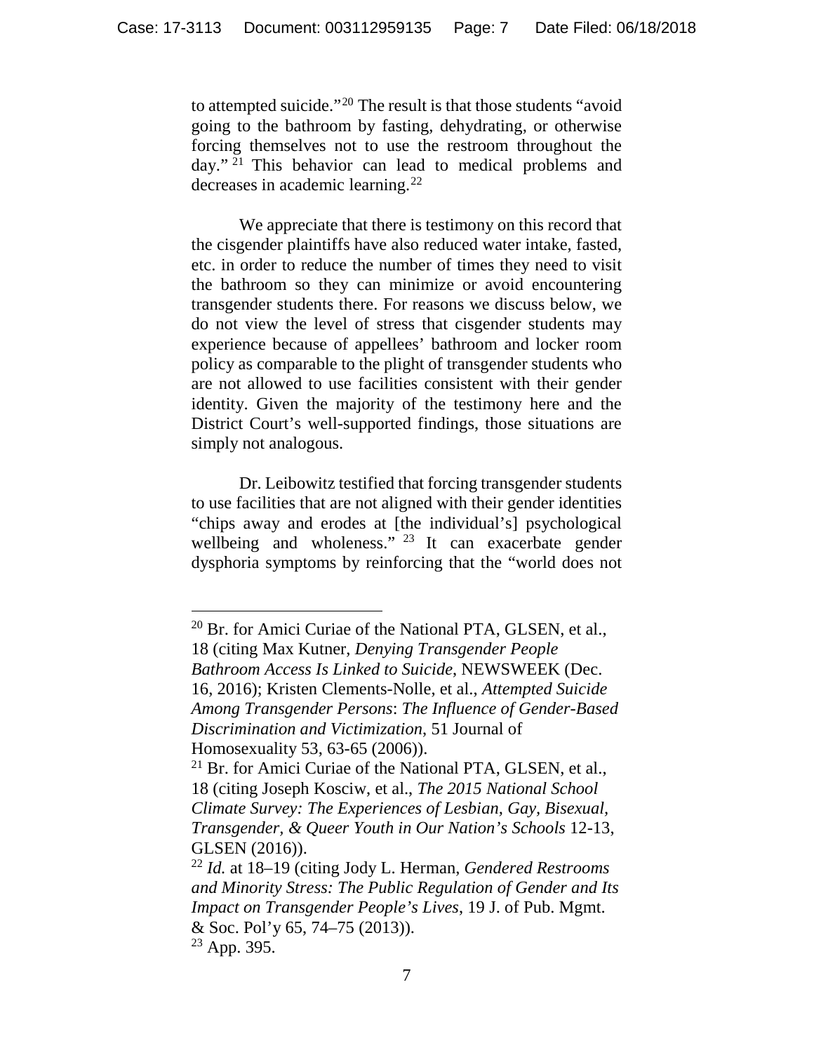to attempted suicide."[20] The result is that those students "avoid going to the bathroom by fasting, dehydrating, or otherwise forcing themselves not to use the restroom throughout the day."[21] This behavior can lead to medical problems and decreases in academic learning.[22]

We appreciate that there is testimony on this record that the cisgender plaintiffs have also reduced water intake, fasted, etc. in order to reduce the number of times they need to visit the bathroom so they can minimize or avoid encountering transgender students there. For reasons we discuss below, we do not view the level of stress that cisgender students may experience because of appellees' bathroom and locker room policy as comparable to the plight of transgender students who are not allowed to use facilities consistent with their gender identity. Given the majority of the testimony here and the District Court's well-supported findings, those situations are simply not analogous.

Dr. Leibowitz testified that forcing transgender students to use facilities that are not aligned with their gender identities "chips away and erodes at [the individual's] psychological wellbeing and wholeness."[23] It can exacerbate gender dysphoria symptoms by reinforcing that the "world does not

---

[20] Br. for Amici Curiae of the National PTA, GLSEN, et al., 18 (citing Max Kutner, *Denying Transgender People Bathroom Access Is Linked to Suicide*, NEWSWEEK (Dec. 16, 2016); Kristen Clements-Nolle, et al., *Attempted Suicide Among Transgender Persons*: *The Influence of Gender-Based Discrimination and Victimization*, 51 Journal of Homosexuality 53, 63-65 (2006)).

[21] Br. for Amici Curiae of the National PTA, GLSEN, et al., 18 (citing Joseph Kosciw, et al., *The 2015 National School Climate Survey: The Experiences of Lesbian, Gay, Bisexual, Transgender, & Queer Youth in Our Nation's Schools* 12-13, GLSEN (2016)).

[22] *Id.* at 18–19 (citing Jody L. Herman, *Gendered Restrooms and Minority Stress: The Public Regulation of Gender and Its Impact on Transgender People's Lives*, 19 J. of Pub. Mgmt. & Soc. Pol'y 65, 74–75 (2013)).

[23] App. 395.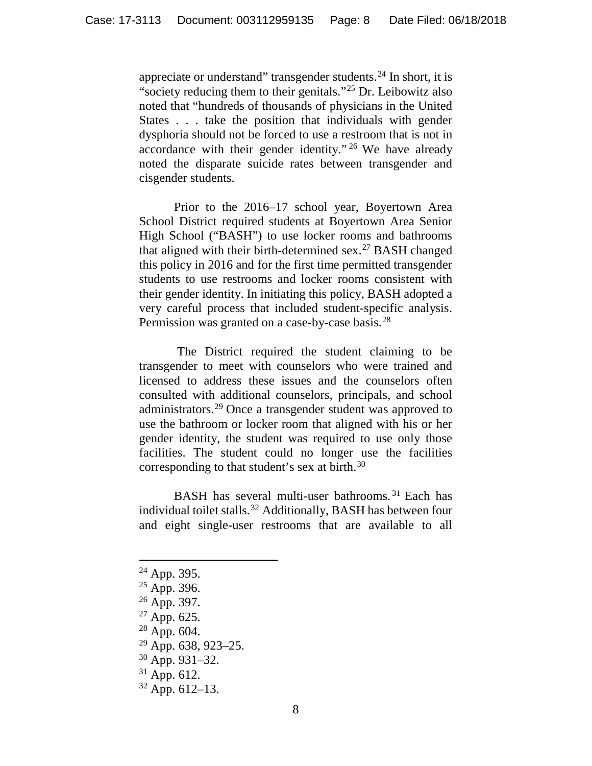appreciate or understand" transgender students.[24] In short, it is "society reducing them to their genitals."[25] Dr. Leibowitz also noted that "hundreds of thousands of physicians in the United States . . . take the position that individuals with gender dysphoria should not be forced to use a restroom that is not in accordance with their gender identity."[26] We have already noted the disparate suicide rates between transgender and cisgender students.

Prior to the 2016–17 school year, Boyertown Area School District required students at Boyertown Area Senior High School ("BASH") to use locker rooms and bathrooms that aligned with their birth-determined sex.[27] BASH changed this policy in 2016 and for the first time permitted transgender students to use restrooms and locker rooms consistent with their gender identity. In initiating this policy, BASH adopted a very careful process that included student-specific analysis. Permission was granted on a case-by-case basis.[28]

The District required the student claiming to be transgender to meet with counselors who were trained and licensed to address these issues and the counselors often consulted with additional counselors, principals, and school administrators.[29] Once a transgender student was approved to use the bathroom or locker room that aligned with his or her gender identity, the student was required to use only those facilities. The student could no longer use the facilities corresponding to that student's sex at birth.[30]

BASH has several multi-user bathrooms.[31] Each has individual toilet stalls.[32] Additionally, BASH has between four and eight single-user restrooms that are available to all

---

[24] App. 395.
[25] App. 396.
[26] App. 397.
[27] App. 625.
[28] App. 604.
[29] App. 638, 923–25.
[30] App. 931–32.
[31] App. 612.
[32] App. 612–13.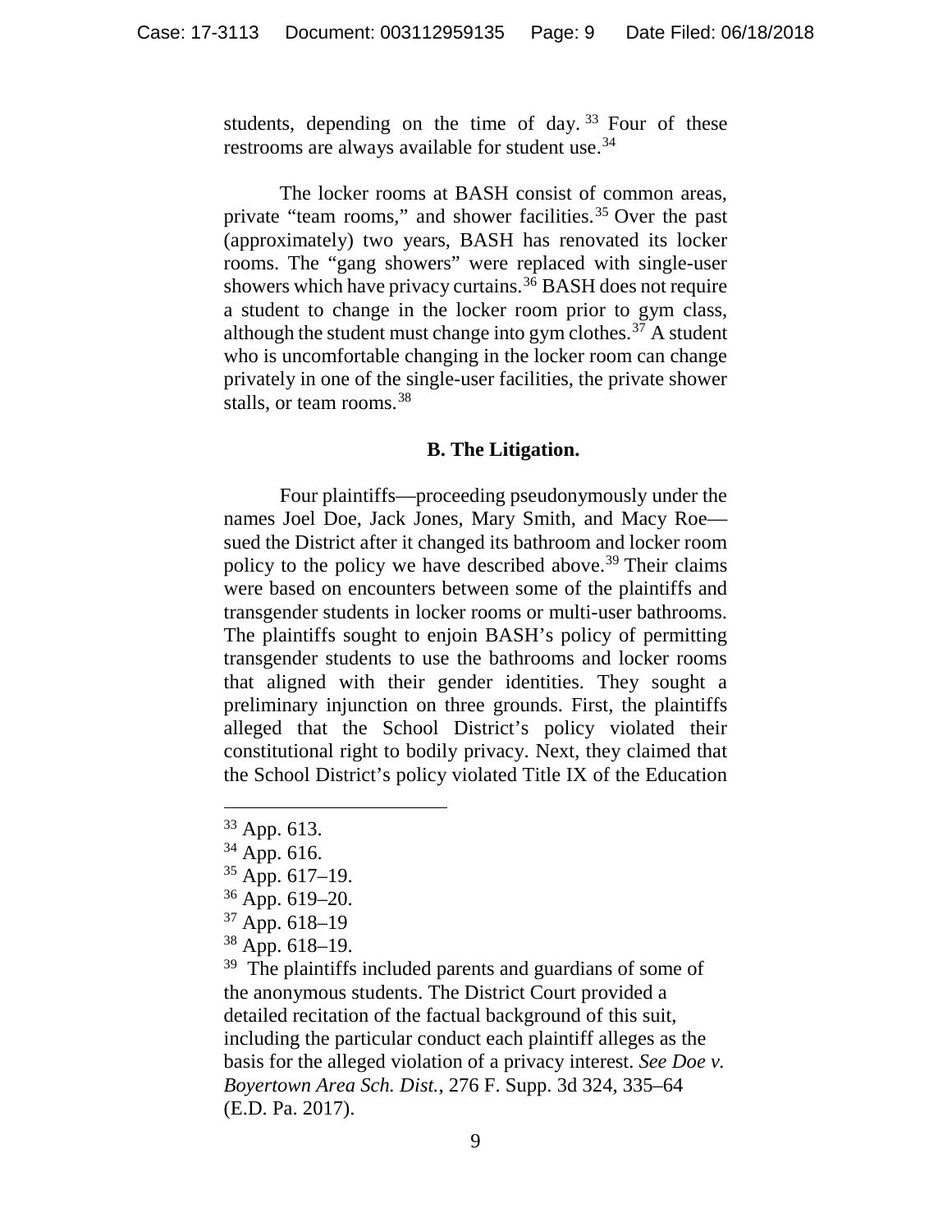students, depending on the time of day.[33] Four of these restrooms are always available for student use.[34]

The locker rooms at BASH consist of common areas, private "team rooms," and shower facilities.[35] Over the past (approximately) two years, BASH has renovated its locker rooms. The "gang showers" were replaced with single-user showers which have privacy curtains.[36] BASH does not require a student to change in the locker room prior to gym class, although the student must change into gym clothes.[37] A student who is uncomfortable changing in the locker room can change privately in one of the single-user facilities, the private shower stalls, or team rooms.[38]

### B. The Litigation.

Four plaintiffs—proceeding pseudonymously under the names Joel Doe, Jack Jones, Mary Smith, and Macy Roe—sued the District after it changed its bathroom and locker room policy to the policy we have described above.[39] Their claims were based on encounters between some of the plaintiffs and transgender students in locker rooms or multi-user bathrooms. The plaintiffs sought to enjoin BASH's policy of permitting transgender students to use the bathrooms and locker rooms that aligned with their gender identities. They sought a preliminary injunction on three grounds. First, the plaintiffs alleged that the School District's policy violated their constitutional right to bodily privacy. Next, they claimed that the School District's policy violated Title IX of the Education

---

[33] App. 613.

[34] App. 616.

[35] App. 617–19.

[36] App. 619–20.

[37] App. 618–19

[38] App. 618–19.

[39] The plaintiffs included parents and guardians of some of the anonymous students. The District Court provided a detailed recitation of the factual background of this suit, including the particular conduct each plaintiff alleges as the basis for the alleged violation of a privacy interest. *See Doe v. Boyertown Area Sch. Dist.*, 276 F. Supp. 3d 324, 335–64 (E.D. Pa. 2017).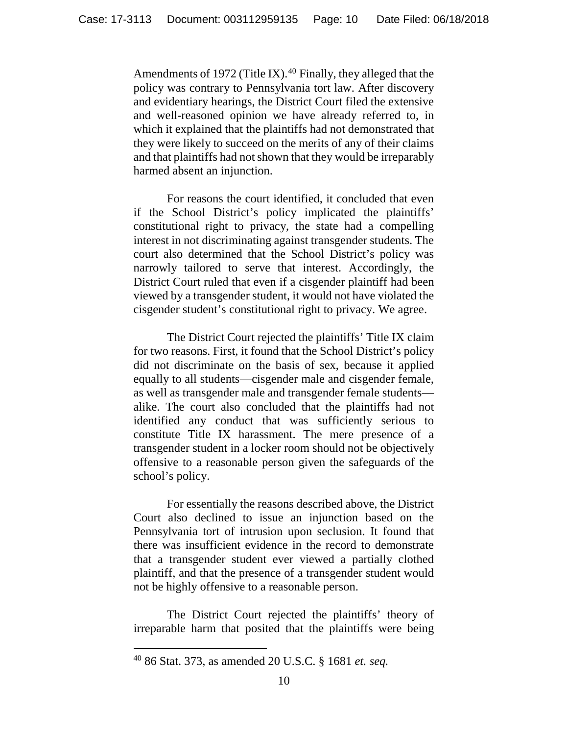Amendments of 1972 (Title IX).[40] Finally, they alleged that the policy was contrary to Pennsylvania tort law. After discovery and evidentiary hearings, the District Court filed the extensive and well-reasoned opinion we have already referred to, in which it explained that the plaintiffs had not demonstrated that they were likely to succeed on the merits of any of their claims and that plaintiffs had not shown that they would be irreparably harmed absent an injunction.

For reasons the court identified, it concluded that even if the School District's policy implicated the plaintiffs' constitutional right to privacy, the state had a compelling interest in not discriminating against transgender students. The court also determined that the School District's policy was narrowly tailored to serve that interest. Accordingly, the District Court ruled that even if a cisgender plaintiff had been viewed by a transgender student, it would not have violated the cisgender student's constitutional right to privacy. We agree.

The District Court rejected the plaintiffs' Title IX claim for two reasons. First, it found that the School District's policy did not discriminate on the basis of sex, because it applied equally to all students—cisgender male and cisgender female, as well as transgender male and transgender female students—alike. The court also concluded that the plaintiffs had not identified any conduct that was sufficiently serious to constitute Title IX harassment. The mere presence of a transgender student in a locker room should not be objectively offensive to a reasonable person given the safeguards of the school's policy.

For essentially the reasons described above, the District Court also declined to issue an injunction based on the Pennsylvania tort of intrusion upon seclusion. It found that there was insufficient evidence in the record to demonstrate that a transgender student ever viewed a partially clothed plaintiff, and that the presence of a transgender student would not be highly offensive to a reasonable person.

The District Court rejected the plaintiffs' theory of irreparable harm that posited that the plaintiffs were being

---

[40] 86 Stat. 373, as amended 20 U.S.C. § 1681 *et. seq.*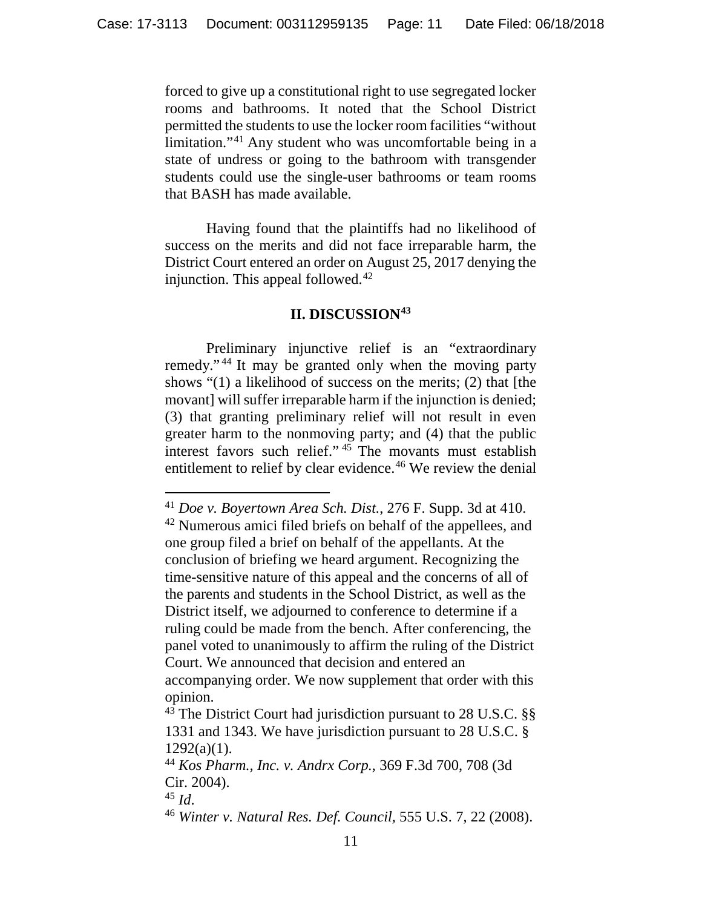forced to give up a constitutional right to use segregated locker rooms and bathrooms. It noted that the School District permitted the students to use the locker room facilities "without limitation."[41] Any student who was uncomfortable being in a state of undress or going to the bathroom with transgender students could use the single-user bathrooms or team rooms that BASH has made available.

Having found that the plaintiffs had no likelihood of success on the merits and did not face irreparable harm, the District Court entered an order on August 25, 2017 denying the injunction. This appeal followed.[42]

## II. DISCUSSION[43]

Preliminary injunctive relief is an "extraordinary remedy."[44] It may be granted only when the moving party shows "(1) a likelihood of success on the merits; (2) that [the movant] will suffer irreparable harm if the injunction is denied; (3) that granting preliminary relief will not result in even greater harm to the nonmoving party; and (4) that the public interest favors such relief."[45] The movants must establish entitlement to relief by clear evidence.[46] We review the denial

---

[41] *Doe v. Boyertown Area Sch. Dist.*, 276 F. Supp. 3d at 410.

[42] Numerous amici filed briefs on behalf of the appellees, and one group filed a brief on behalf of the appellants. At the conclusion of briefing we heard argument. Recognizing the time-sensitive nature of this appeal and the concerns of all of the parents and students in the School District, as well as the District itself, we adjourned to conference to determine if a ruling could be made from the bench. After conferencing, the panel voted to unanimously to affirm the ruling of the District Court. We announced that decision and entered an accompanying order. We now supplement that order with this opinion.

[43] The District Court had jurisdiction pursuant to 28 U.S.C. §§ 1331 and 1343. We have jurisdiction pursuant to 28 U.S.C. § 1292(a)(1).

[44] *Kos Pharm., Inc. v. Andrx Corp.*, 369 F.3d 700, 708 (3d Cir. 2004).

[45] *Id*.

[46] *Winter v. Natural Res. Def. Council*, 555 U.S. 7, 22 (2008).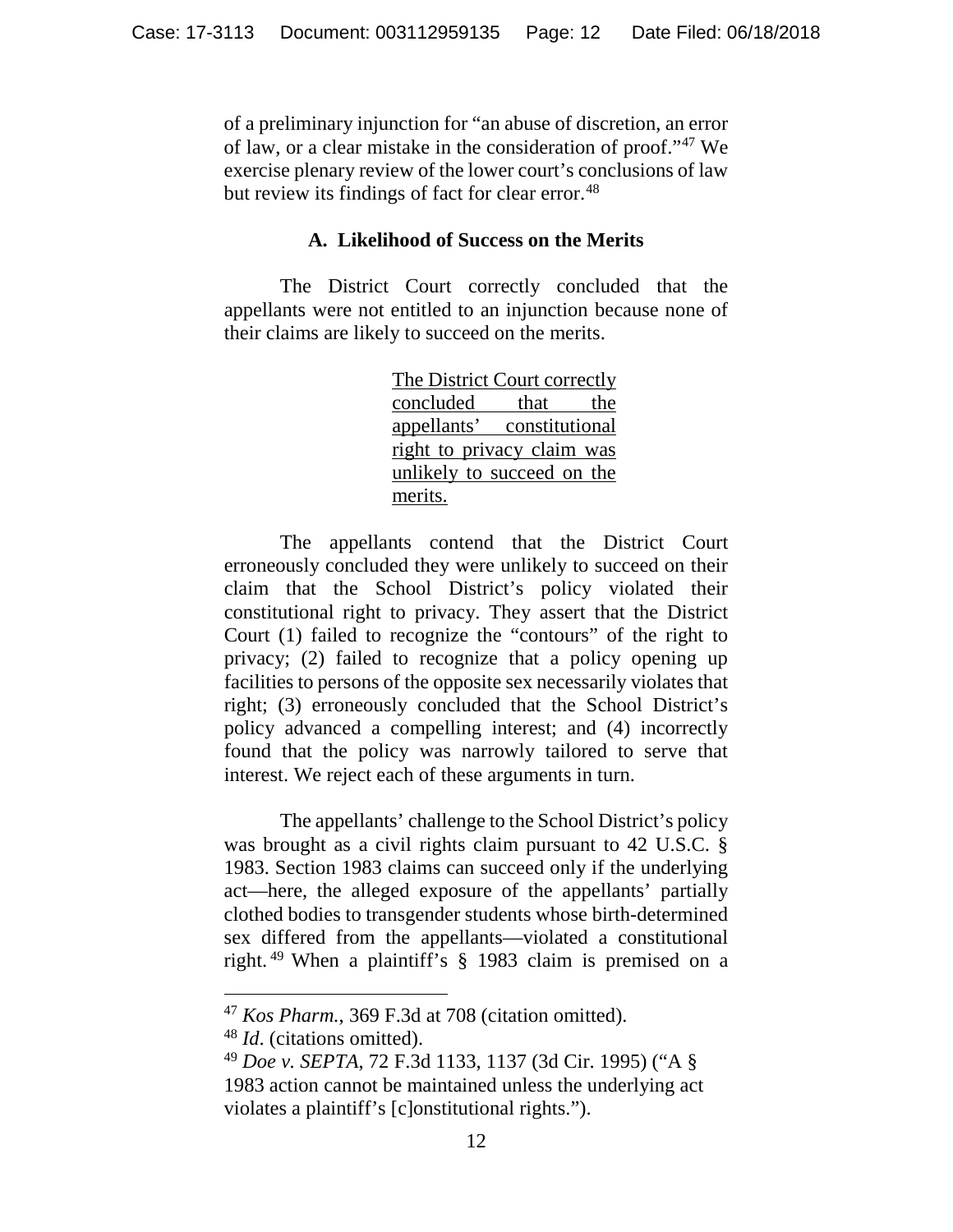of a preliminary injunction for "an abuse of discretion, an error of law, or a clear mistake in the consideration of proof."[47] We exercise plenary review of the lower court's conclusions of law but review its findings of fact for clear error.[48]

### A. Likelihood of Success on the Merits

The District Court correctly concluded that the appellants were not entitled to an injunction because none of their claims are likely to succeed on the merits.

<u>The District Court correctly concluded that the appellants' constitutional right to privacy claim was unlikely to succeed on the merits.</u>

The appellants contend that the District Court erroneously concluded they were unlikely to succeed on their claim that the School District's policy violated their constitutional right to privacy. They assert that the District Court (1) failed to recognize the "contours" of the right to privacy; (2) failed to recognize that a policy opening up facilities to persons of the opposite sex necessarily violates that right; (3) erroneously concluded that the School District's policy advanced a compelling interest; and (4) incorrectly found that the policy was narrowly tailored to serve that interest. We reject each of these arguments in turn.

The appellants' challenge to the School District's policy was brought as a civil rights claim pursuant to 42 U.S.C. § 1983. Section 1983 claims can succeed only if the underlying act—here, the alleged exposure of the appellants' partially clothed bodies to transgender students whose birth-determined sex differed from the appellants—violated a constitutional right.[49] When a plaintiff's § 1983 claim is premised on a

---

[47] *Kos Pharm.*, 369 F.3d at 708 (citation omitted).

[48] *Id*. (citations omitted).

[49] *Doe v. SEPTA*, 72 F.3d 1133, 1137 (3d Cir. 1995) ("A § 1983 action cannot be maintained unless the underlying act violates a plaintiff's [c]onstitutional rights.").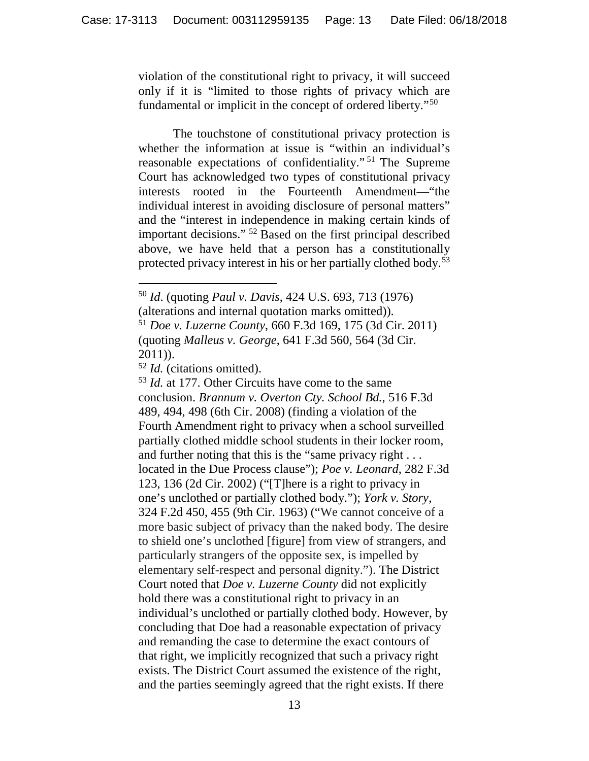violation of the constitutional right to privacy, it will succeed only if it is "limited to those rights of privacy which are fundamental or implicit in the concept of ordered liberty."[50]

The touchstone of constitutional privacy protection is whether the information at issue is "within an individual's reasonable expectations of confidentiality."[51] The Supreme Court has acknowledged two types of constitutional privacy interests rooted in the Fourteenth Amendment—"the individual interest in avoiding disclosure of personal matters" and the "interest in independence in making certain kinds of important decisions."[52] Based on the first principal described above, we have held that a person has a constitutionally protected privacy interest in his or her partially clothed body.[53]

---

[50] *Id*. (quoting *Paul v. Davis*, 424 U.S. 693, 713 (1976) (alterations and internal quotation marks omitted)).

[51] *Doe v. Luzerne County*, 660 F.3d 169, 175 (3d Cir. 2011) (quoting *Malleus v. George*, 641 F.3d 560, 564 (3d Cir. 2011)).

[52] *Id.* (citations omitted).

[53] *Id.* at 177. Other Circuits have come to the same conclusion. *Brannum v. Overton Cty. School Bd.*, 516 F.3d 489, 494, 498 (6th Cir. 2008) (finding a violation of the Fourth Amendment right to privacy when a school surveilled partially clothed middle school students in their locker room, and further noting that this is the "same privacy right . . . located in the Due Process clause"); *Poe v. Leonard*, 282 F.3d 123, 136 (2d Cir. 2002) ("[T]here is a right to privacy in one's unclothed or partially clothed body."); *York v. Story*, 324 F.2d 450, 455 (9th Cir. 1963) ("We cannot conceive of a more basic subject of privacy than the naked body. The desire to shield one's unclothed [figure] from view of strangers, and particularly strangers of the opposite sex, is impelled by elementary self-respect and personal dignity."). The District Court noted that *Doe v. Luzerne County* did not explicitly hold there was a constitutional right to privacy in an individual's unclothed or partially clothed body. However, by concluding that Doe had a reasonable expectation of privacy and remanding the case to determine the exact contours of that right, we implicitly recognized that such a privacy right exists. The District Court assumed the existence of the right, and the parties seemingly agreed that the right exists. If there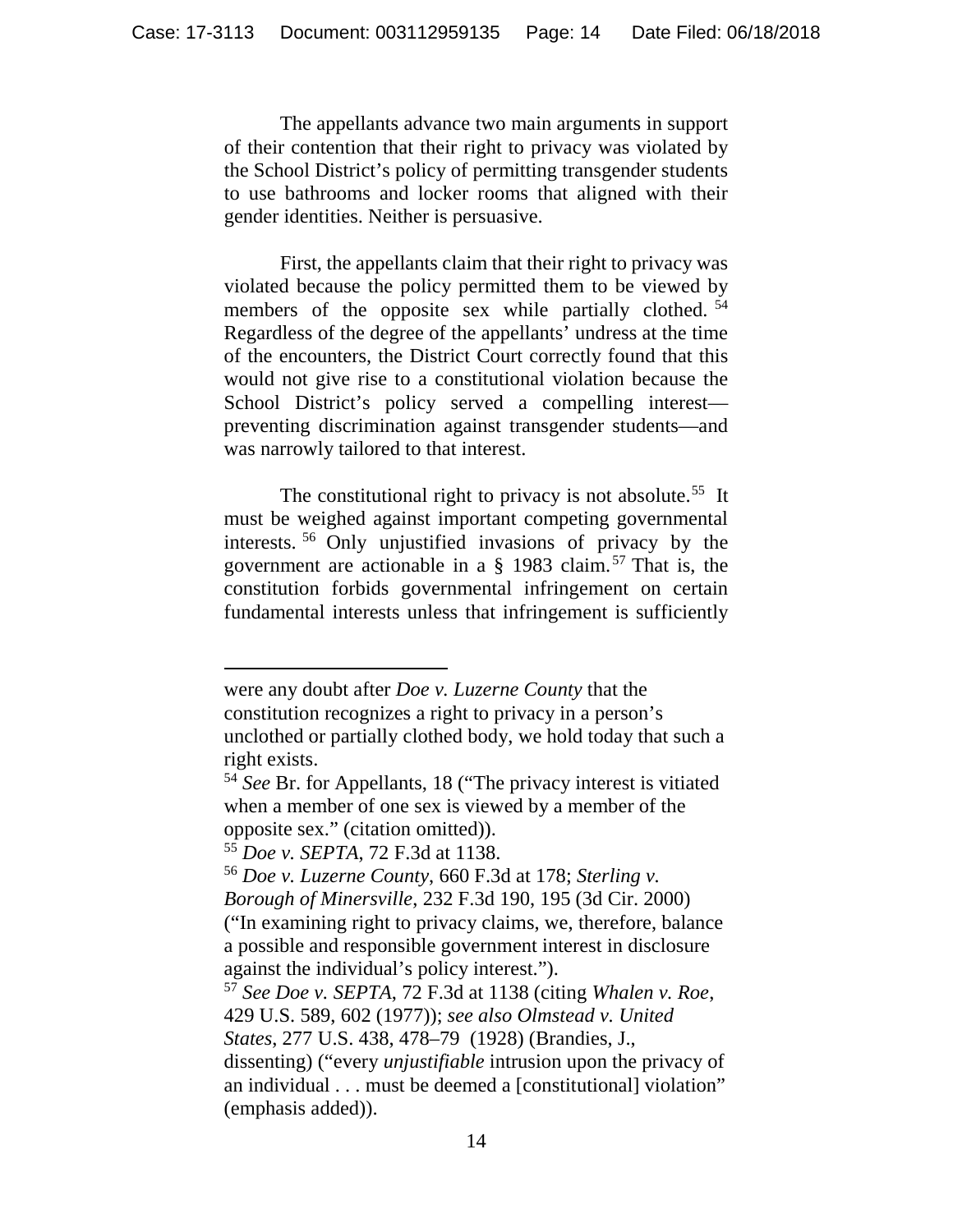The appellants advance two main arguments in support of their contention that their right to privacy was violated by the School District's policy of permitting transgender students to use bathrooms and locker rooms that aligned with their gender identities. Neither is persuasive.

First, the appellants claim that their right to privacy was violated because the policy permitted them to be viewed by members of the opposite sex while partially clothed.[54] Regardless of the degree of the appellants' undress at the time of the encounters, the District Court correctly found that this would not give rise to a constitutional violation because the School District's policy served a compelling interest—preventing discrimination against transgender students—and was narrowly tailored to that interest.

The constitutional right to privacy is not absolute.[55] It must be weighed against important competing governmental interests.[56] Only unjustified invasions of privacy by the government are actionable in a § 1983 claim.[57] That is, the constitution forbids governmental infringement on certain fundamental interests unless that infringement is sufficiently

---

were any doubt after *Doe v. Luzerne County* that the constitution recognizes a right to privacy in a person's unclothed or partially clothed body, we hold today that such a right exists.

[54] *See* Br. for Appellants, 18 ("The privacy interest is vitiated when a member of one sex is viewed by a member of the opposite sex." (citation omitted)).

[55] *Doe v. SEPTA*, 72 F.3d at 1138.

[56] *Doe v. Luzerne County*, 660 F.3d at 178; *Sterling v. Borough of Minersville*, 232 F.3d 190, 195 (3d Cir. 2000) ("In examining right to privacy claims, we, therefore, balance a possible and responsible government interest in disclosure against the individual's policy interest.").

[57] *See Doe v. SEPTA*, 72 F.3d at 1138 (citing *Whalen v. Roe*, 429 U.S. 589, 602 (1977)); *see also Olmstead v. United States*, 277 U.S. 438, 478–79 (1928) (Brandies, J., dissenting) ("every *unjustifiable* intrusion upon the privacy of an individual . . . must be deemed a [constitutional] violation" (emphasis added)).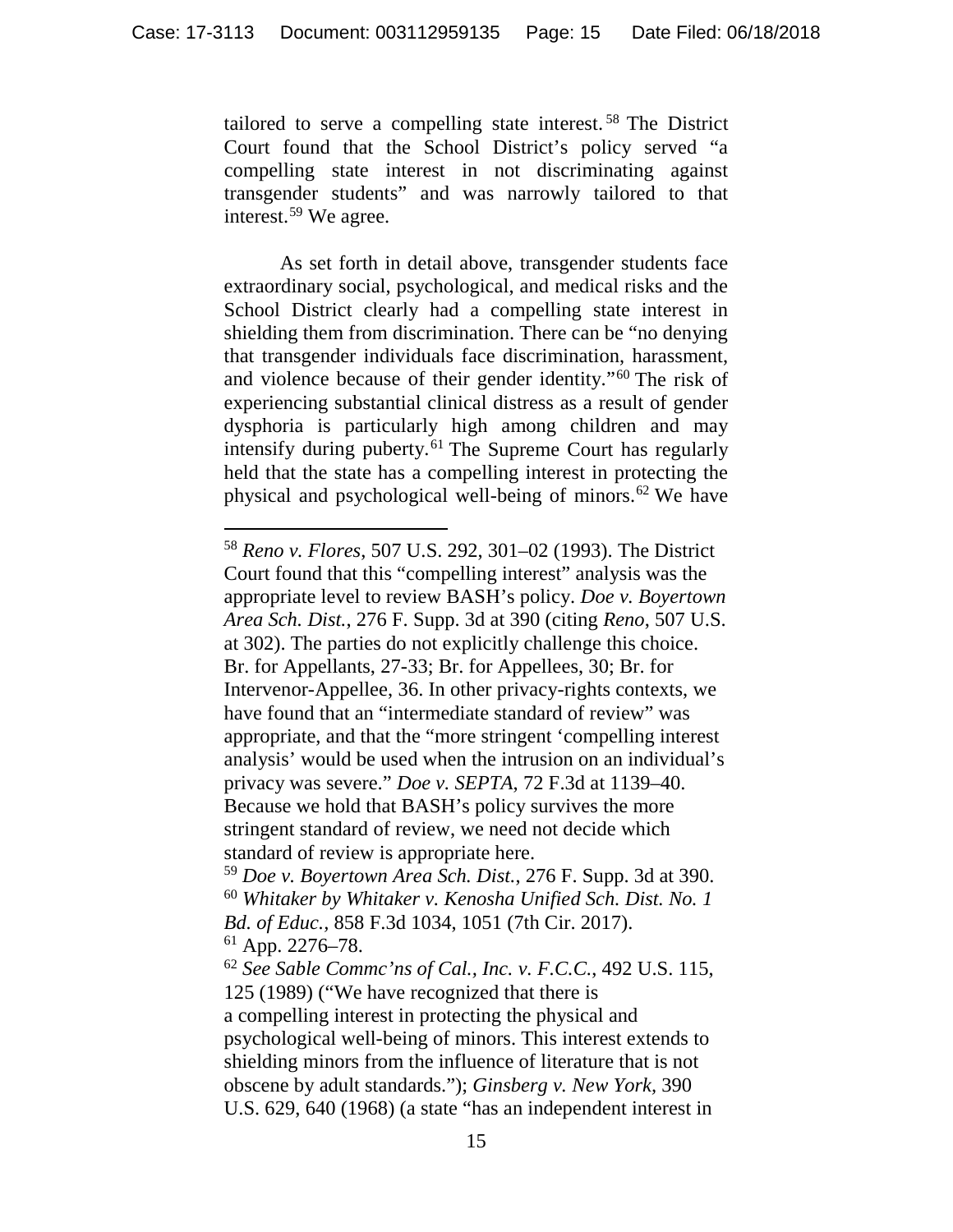tailored to serve a compelling state interest.[58] The District Court found that the School District's policy served "a compelling state interest in not discriminating against transgender students" and was narrowly tailored to that interest.[59] We agree.

As set forth in detail above, transgender students face extraordinary social, psychological, and medical risks and the School District clearly had a compelling state interest in shielding them from discrimination. There can be "no denying that transgender individuals face discrimination, harassment, and violence because of their gender identity."[60] The risk of experiencing substantial clinical distress as a result of gender dysphoria is particularly high among children and may intensify during puberty.[61] The Supreme Court has regularly held that the state has a compelling interest in protecting the physical and psychological well-being of minors.[62] We have

---

[58] *Reno v. Flores*, 507 U.S. 292, 301–02 (1993). The District Court found that this "compelling interest" analysis was the appropriate level to review BASH's policy. *Doe v. Boyertown Area Sch. Dist.*, 276 F. Supp. 3d at 390 (citing *Reno*, 507 U.S. at 302). The parties do not explicitly challenge this choice. Br. for Appellants, 27-33; Br. for Appellees, 30; Br. for Intervenor-Appellee, 36. In other privacy-rights contexts, we have found that an "intermediate standard of review" was appropriate, and that the "more stringent 'compelling interest analysis' would be used when the intrusion on an individual's privacy was severe." *Doe v. SEPTA*, 72 F.3d at 1139–40. Because we hold that BASH's policy survives the more stringent standard of review, we need not decide which standard of review is appropriate here.

[59] *Doe v. Boyertown Area Sch. Dist.*, 276 F. Supp. 3d at 390.

[60] *Whitaker by Whitaker v. Kenosha Unified Sch. Dist. No. 1 Bd. of Educ.*, 858 F.3d 1034, 1051 (7th Cir. 2017).

[61] App. 2276–78.

[62] *See Sable Commc'ns of Cal., Inc. v. F.C.C.*, 492 U.S. 115, 125 (1989) ("We have recognized that there is a compelling interest in protecting the physical and psychological well-being of minors. This interest extends to shielding minors from the influence of literature that is not obscene by adult standards."); *Ginsberg v. New York*, 390 U.S. 629, 640 (1968) (a state "has an independent interest in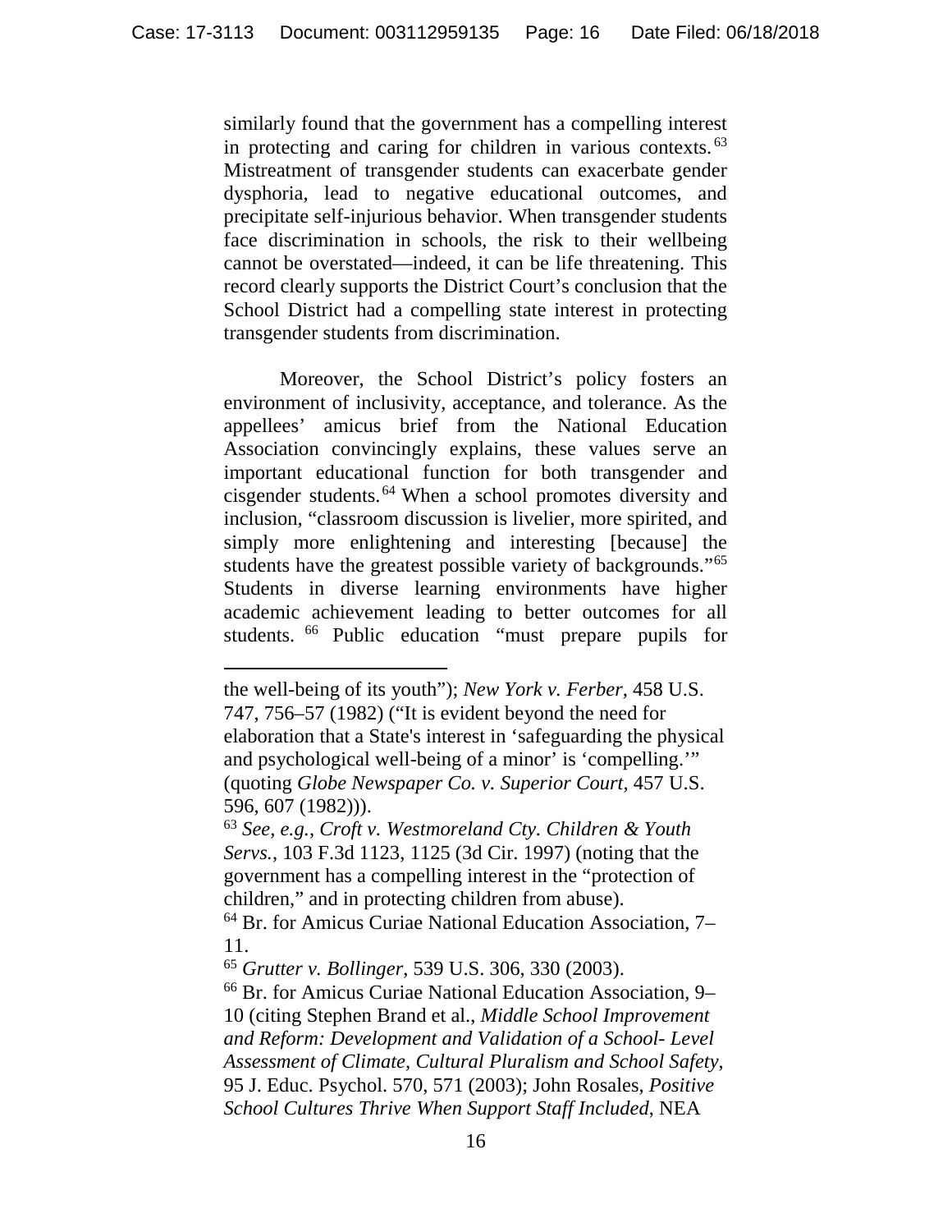similarly found that the government has a compelling interest in protecting and caring for children in various contexts.[63] Mistreatment of transgender students can exacerbate gender dysphoria, lead to negative educational outcomes, and precipitate self-injurious behavior. When transgender students face discrimination in schools, the risk to their wellbeing cannot be overstated—indeed, it can be life threatening. This record clearly supports the District Court's conclusion that the School District had a compelling state interest in protecting transgender students from discrimination.

Moreover, the School District's policy fosters an environment of inclusivity, acceptance, and tolerance. As the appellees' amicus brief from the National Education Association convincingly explains, these values serve an important educational function for both transgender and cisgender students.[64] When a school promotes diversity and inclusion, "classroom discussion is livelier, more spirited, and simply more enlightening and interesting [because] the students have the greatest possible variety of backgrounds."[65] Students in diverse learning environments have higher academic achievement leading to better outcomes for all students.[66] Public education "must prepare pupils for

---

the well-being of its youth"); *New York v. Ferber*, 458 U.S. 747, 756–57 (1982) ("It is evident beyond the need for elaboration that a State's interest in 'safeguarding the physical and psychological well-being of a minor' is 'compelling.'" (quoting *Globe Newspaper Co. v. Superior Court*, 457 U.S. 596, 607 (1982))).

[63] *See, e.g.*, *Croft v. Westmoreland Cty. Children & Youth Servs.*, 103 F.3d 1123, 1125 (3d Cir. 1997) (noting that the government has a compelling interest in the "protection of children," and in protecting children from abuse).

[64] Br. for Amicus Curiae National Education Association, 7–11.

[65] *Grutter v. Bollinger*, 539 U.S. 306, 330 (2003).

[66] Br. for Amicus Curiae National Education Association, 9–10 (citing Stephen Brand et al., *Middle School Improvement and Reform: Development and Validation of a School- Level Assessment of Climate, Cultural Pluralism and School Safety*, 95 J. Educ. Psychol. 570, 571 (2003); John Rosales, *Positive School Cultures Thrive When Support Staff Included*, NEA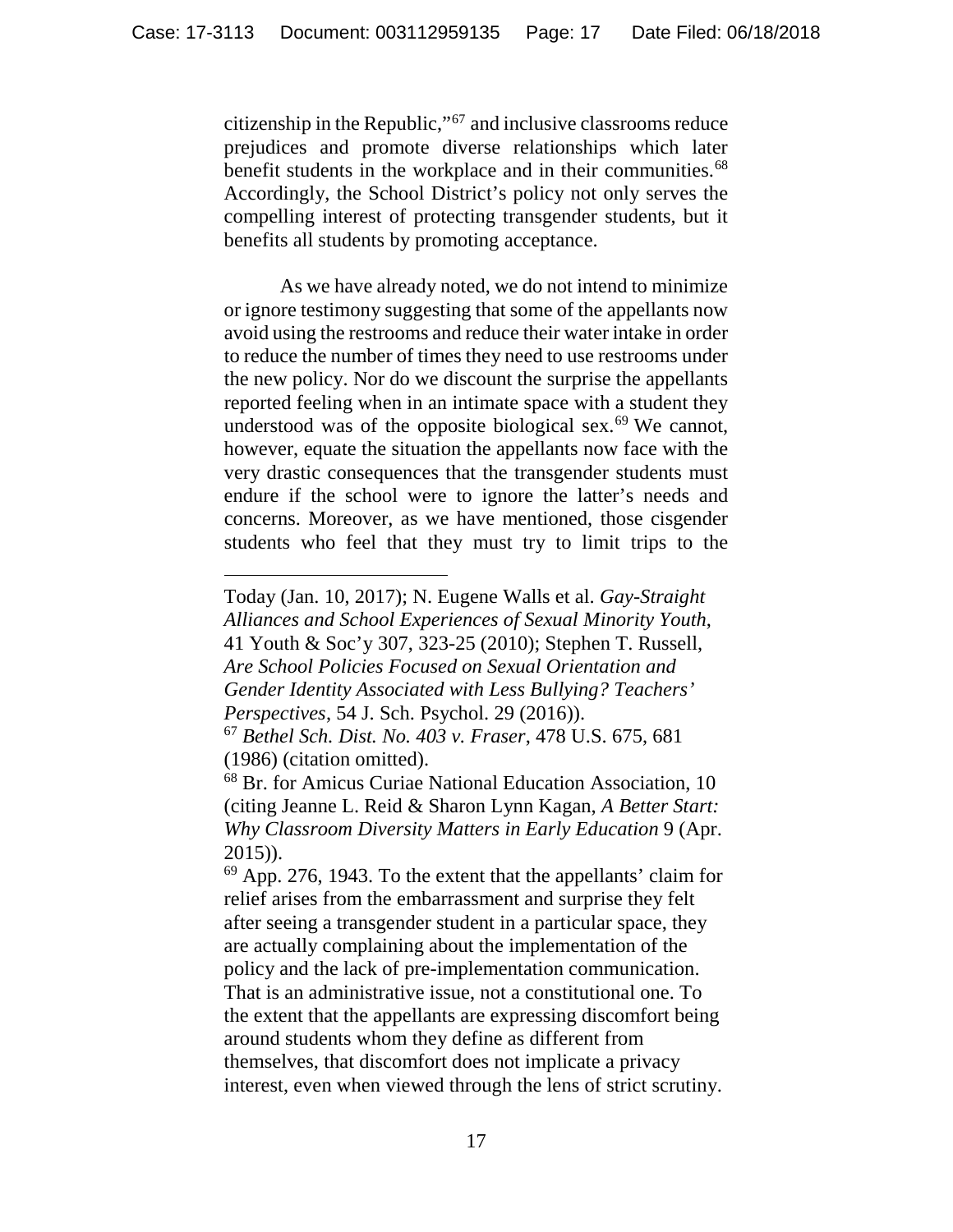citizenship in the Republic,"[67] and inclusive classrooms reduce prejudices and promote diverse relationships which later benefit students in the workplace and in their communities.[68] Accordingly, the School District's policy not only serves the compelling interest of protecting transgender students, but it benefits all students by promoting acceptance.

As we have already noted, we do not intend to minimize or ignore testimony suggesting that some of the appellants now avoid using the restrooms and reduce their water intake in order to reduce the number of times they need to use restrooms under the new policy. Nor do we discount the surprise the appellants reported feeling when in an intimate space with a student they understood was of the opposite biological sex.[69] We cannot, however, equate the situation the appellants now face with the very drastic consequences that the transgender students must endure if the school were to ignore the latter's needs and concerns. Moreover, as we have mentioned, those cisgender students who feel that they must try to limit trips to the

---

Today (Jan. 10, 2017); N. Eugene Walls et al. *Gay-Straight Alliances and School Experiences of Sexual Minority Youth*, 41 Youth & Soc'y 307, 323-25 (2010); Stephen T. Russell, *Are School Policies Focused on Sexual Orientation and Gender Identity Associated with Less Bullying? Teachers' Perspectives*, 54 J. Sch. Psychol. 29 (2016)).

[67] *Bethel Sch. Dist. No. 403 v. Fraser*, 478 U.S. 675, 681 (1986) (citation omitted).

[68] Br. for Amicus Curiae National Education Association, 10 (citing Jeanne L. Reid & Sharon Lynn Kagan, *A Better Start: Why Classroom Diversity Matters in Early Education* 9 (Apr. 2015)).

[69] App. 276, 1943. To the extent that the appellants' claim for relief arises from the embarrassment and surprise they felt after seeing a transgender student in a particular space, they are actually complaining about the implementation of the policy and the lack of pre-implementation communication. That is an administrative issue, not a constitutional one. To the extent that the appellants are expressing discomfort being around students whom they define as different from themselves, that discomfort does not implicate a privacy interest, even when viewed through the lens of strict scrutiny.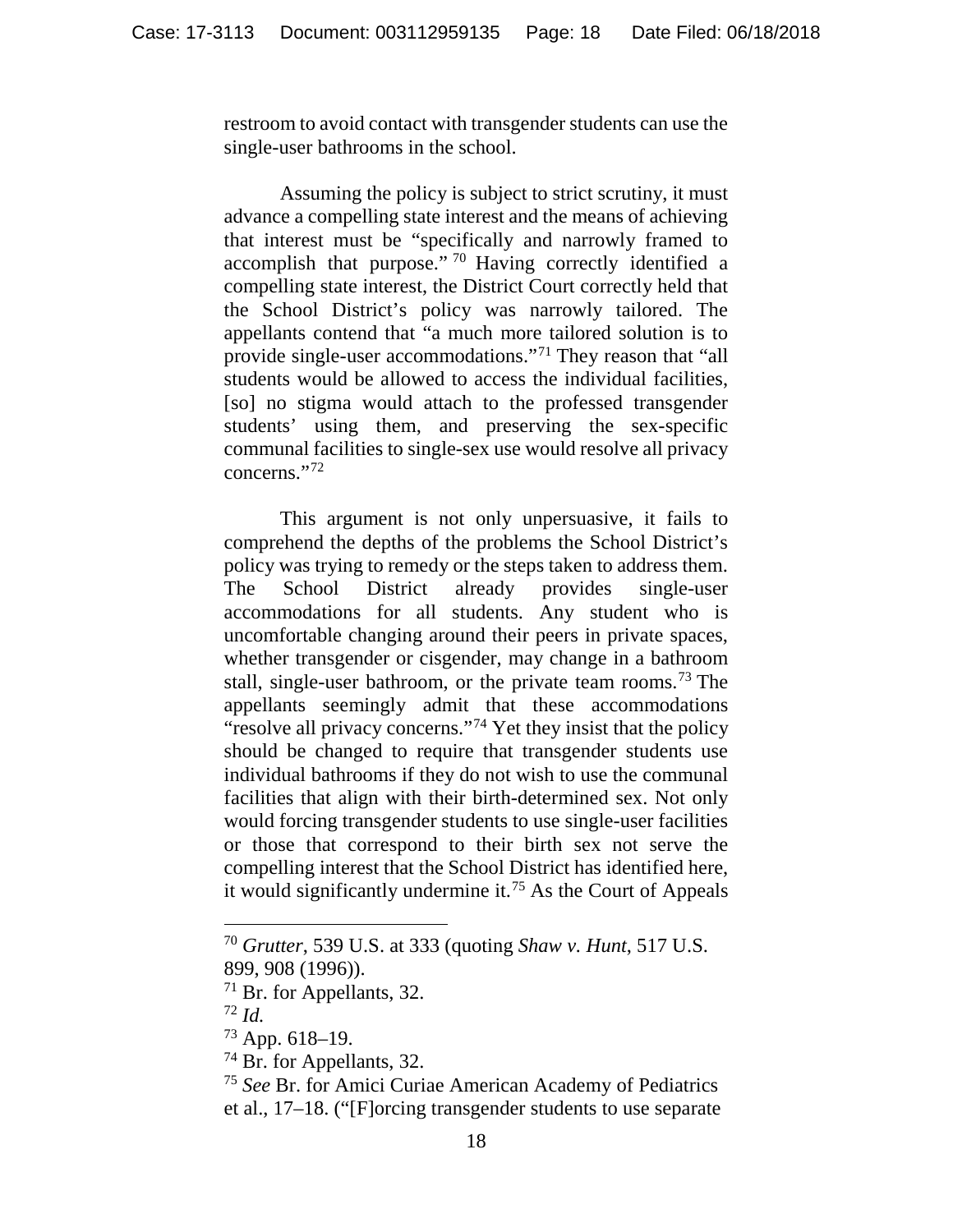restroom to avoid contact with transgender students can use the single-user bathrooms in the school.

Assuming the policy is subject to strict scrutiny, it must advance a compelling state interest and the means of achieving that interest must be "specifically and narrowly framed to accomplish that purpose."[70] Having correctly identified a compelling state interest, the District Court correctly held that the School District's policy was narrowly tailored. The appellants contend that "a much more tailored solution is to provide single-user accommodations."[71] They reason that "all students would be allowed to access the individual facilities, [so] no stigma would attach to the professed transgender students' using them, and preserving the sex-specific communal facilities to single-sex use would resolve all privacy concerns."[72]

This argument is not only unpersuasive, it fails to comprehend the depths of the problems the School District's policy was trying to remedy or the steps taken to address them. The School District already provides single-user accommodations for all students. Any student who is uncomfortable changing around their peers in private spaces, whether transgender or cisgender, may change in a bathroom stall, single-user bathroom, or the private team rooms.[73] The appellants seemingly admit that these accommodations "resolve all privacy concerns."[74] Yet they insist that the policy should be changed to require that transgender students use individual bathrooms if they do not wish to use the communal facilities that align with their birth-determined sex. Not only would forcing transgender students to use single-user facilities or those that correspond to their birth sex not serve the compelling interest that the School District has identified here, it would significantly undermine it.[75] As the Court of Appeals

---

[70] *Grutter*, 539 U.S. at 333 (quoting *Shaw v. Hunt*, 517 U.S. 899, 908 (1996)).

[71] Br. for Appellants, 32.

[72] *Id.*

[73] App. 618–19.

[74] Br. for Appellants, 32.

[75] *See* Br. for Amici Curiae American Academy of Pediatrics et al., 17–18. ("[F]orcing transgender students to use separate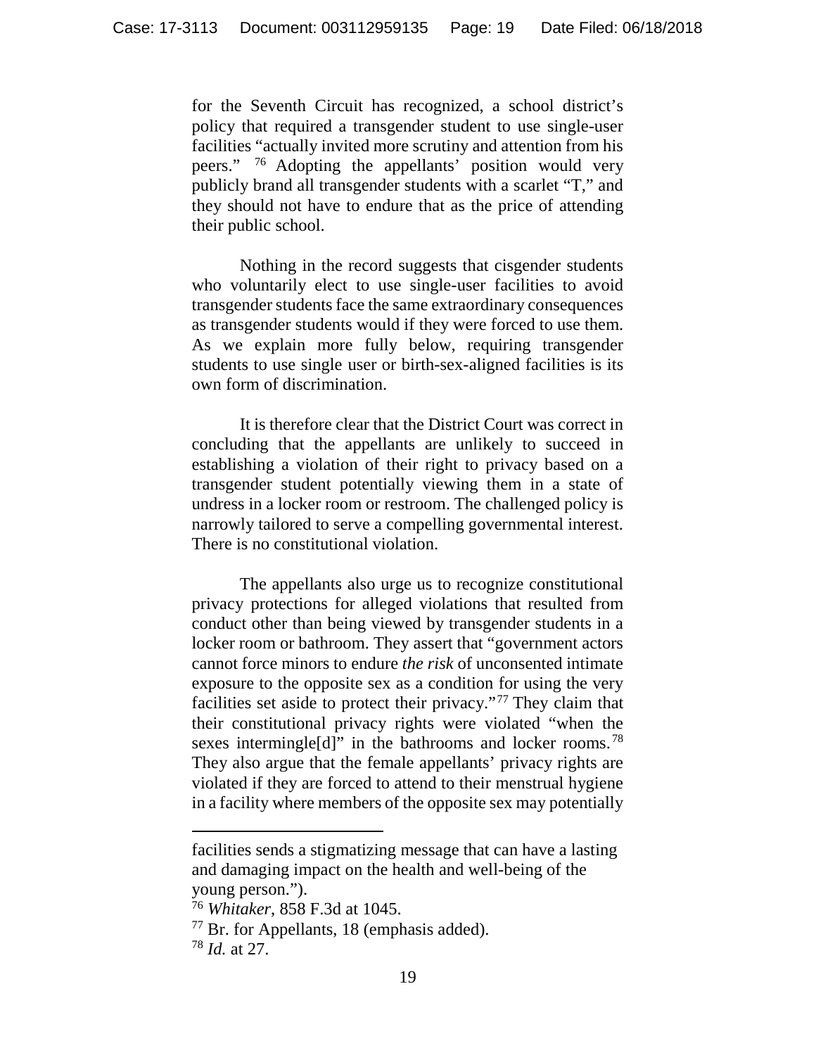for the Seventh Circuit has recognized, a school district's policy that required a transgender student to use single-user facilities "actually invited more scrutiny and attention from his peers." [76] Adopting the appellants' position would very publicly brand all transgender students with a scarlet "T," and they should not have to endure that as the price of attending their public school.

Nothing in the record suggests that cisgender students who voluntarily elect to use single-user facilities to avoid transgender students face the same extraordinary consequences as transgender students would if they were forced to use them. As we explain more fully below, requiring transgender students to use single user or birth-sex-aligned facilities is its own form of discrimination.

It is therefore clear that the District Court was correct in concluding that the appellants are unlikely to succeed in establishing a violation of their right to privacy based on a transgender student potentially viewing them in a state of undress in a locker room or restroom. The challenged policy is narrowly tailored to serve a compelling governmental interest. There is no constitutional violation.

The appellants also urge us to recognize constitutional privacy protections for alleged violations that resulted from conduct other than being viewed by transgender students in a locker room or bathroom. They assert that "government actors cannot force minors to endure *the risk* of unconsented intimate exposure to the opposite sex as a condition for using the very facilities set aside to protect their privacy."[77] They claim that their constitutional privacy rights were violated "when the sexes intermingle[d]" in the bathrooms and locker rooms.[78] They also argue that the female appellants' privacy rights are violated if they are forced to attend to their menstrual hygiene in a facility where members of the opposite sex may potentially

---

facilities sends a stigmatizing message that can have a lasting and damaging impact on the health and well-being of the young person.").

[76] *Whitaker*, 858 F.3d at 1045.

[77] Br. for Appellants, 18 (emphasis added).

[78] *Id.* at 27.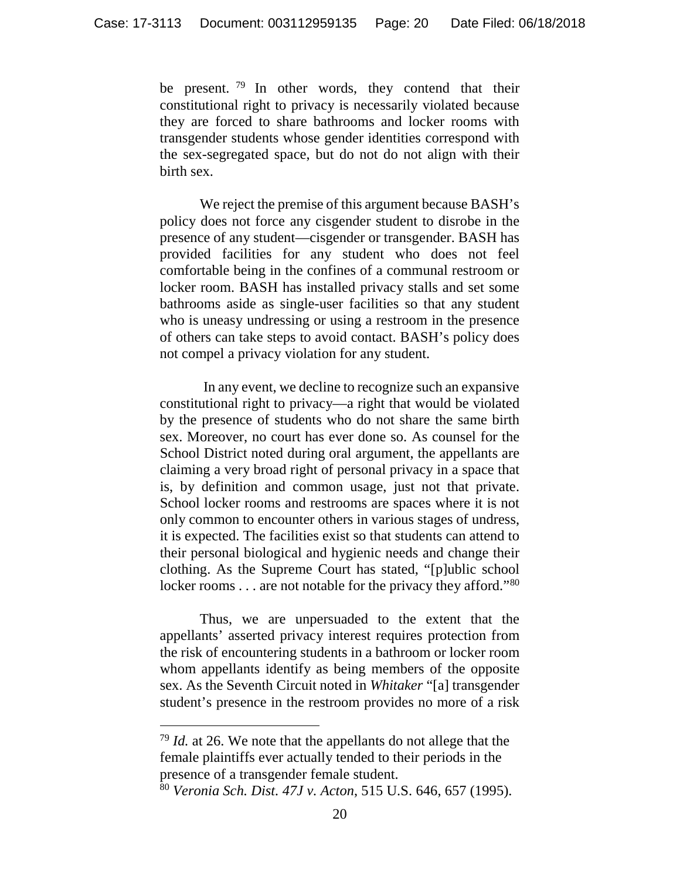be present.[79] In other words, they contend that their constitutional right to privacy is necessarily violated because they are forced to share bathrooms and locker rooms with transgender students whose gender identities correspond with the sex-segregated space, but do not do not align with their birth sex.

We reject the premise of this argument because BASH's policy does not force any cisgender student to disrobe in the presence of any student—cisgender or transgender. BASH has provided facilities for any student who does not feel comfortable being in the confines of a communal restroom or locker room. BASH has installed privacy stalls and set some bathrooms aside as single-user facilities so that any student who is uneasy undressing or using a restroom in the presence of others can take steps to avoid contact. BASH's policy does not compel a privacy violation for any student.

In any event, we decline to recognize such an expansive constitutional right to privacy—a right that would be violated by the presence of students who do not share the same birth sex. Moreover, no court has ever done so. As counsel for the School District noted during oral argument, the appellants are claiming a very broad right of personal privacy in a space that is, by definition and common usage, just not that private. School locker rooms and restrooms are spaces where it is not only common to encounter others in various stages of undress, it is expected. The facilities exist so that students can attend to their personal biological and hygienic needs and change their clothing. As the Supreme Court has stated, "[p]ublic school locker rooms . . . are not notable for the privacy they afford."[80]

Thus, we are unpersuaded to the extent that the appellants' asserted privacy interest requires protection from the risk of encountering students in a bathroom or locker room whom appellants identify as being members of the opposite sex. As the Seventh Circuit noted in *Whitaker* "[a] transgender student's presence in the restroom provides no more of a risk

---

[79] *Id.* at 26. We note that the appellants do not allege that the female plaintiffs ever actually tended to their periods in the presence of a transgender female student.

[80] *Veronia Sch. Dist. 47J v. Acton*, 515 U.S. 646, 657 (1995).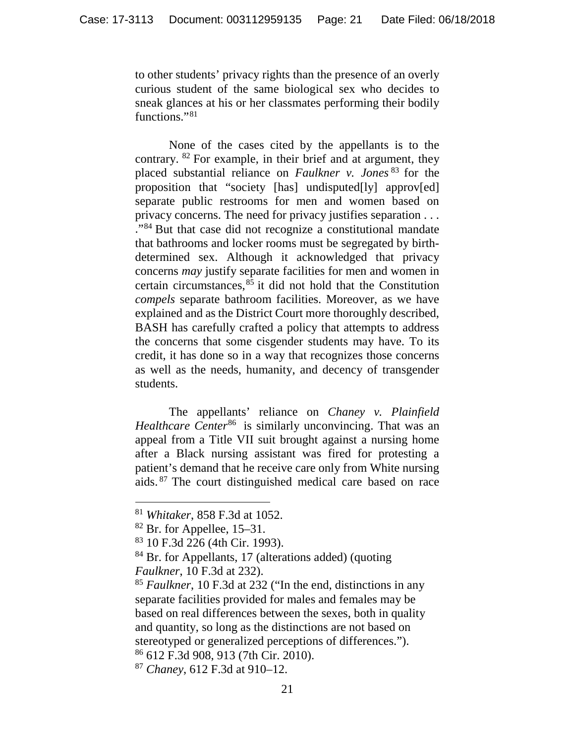to other students' privacy rights than the presence of an overly curious student of the same biological sex who decides to sneak glances at his or her classmates performing their bodily functions."[81]

None of the cases cited by the appellants is to the contrary.[82] For example, in their brief and at argument, they placed substantial reliance on *Faulkner v. Jones*[83] for the proposition that "society [has] undisputed[ly] approv[ed] separate public restrooms for men and women based on privacy concerns. The need for privacy justifies separation . . . ."[84] But that case did not recognize a constitutional mandate that bathrooms and locker rooms must be segregated by birth-determined sex. Although it acknowledged that privacy concerns *may* justify separate facilities for men and women in certain circumstances,[85] it did not hold that the Constitution *compels* separate bathroom facilities. Moreover, as we have explained and as the District Court more thoroughly described, BASH has carefully crafted a policy that attempts to address the concerns that some cisgender students may have. To its credit, it has done so in a way that recognizes those concerns as well as the needs, humanity, and decency of transgender students.

The appellants' reliance on *Chaney v. Plainfield Healthcare Center*[86] is similarly unconvincing. That was an appeal from a Title VII suit brought against a nursing home after a Black nursing assistant was fired for protesting a patient's demand that he receive care only from White nursing aids.[87] The court distinguished medical care based on race

---

[81] *Whitaker*, 858 F.3d at 1052.

[82] Br. for Appellee, 15–31.

[83] 10 F.3d 226 (4th Cir. 1993).

[84] Br. for Appellants, 17 (alterations added) (quoting *Faulkner*, 10 F.3d at 232).

[85] *Faulkner*, 10 F.3d at 232 ("In the end, distinctions in any separate facilities provided for males and females may be based on real differences between the sexes, both in quality and quantity, so long as the distinctions are not based on stereotyped or generalized perceptions of differences.").

[86] 612 F.3d 908, 913 (7th Cir. 2010).

[87] *Chaney*, 612 F.3d at 910–12.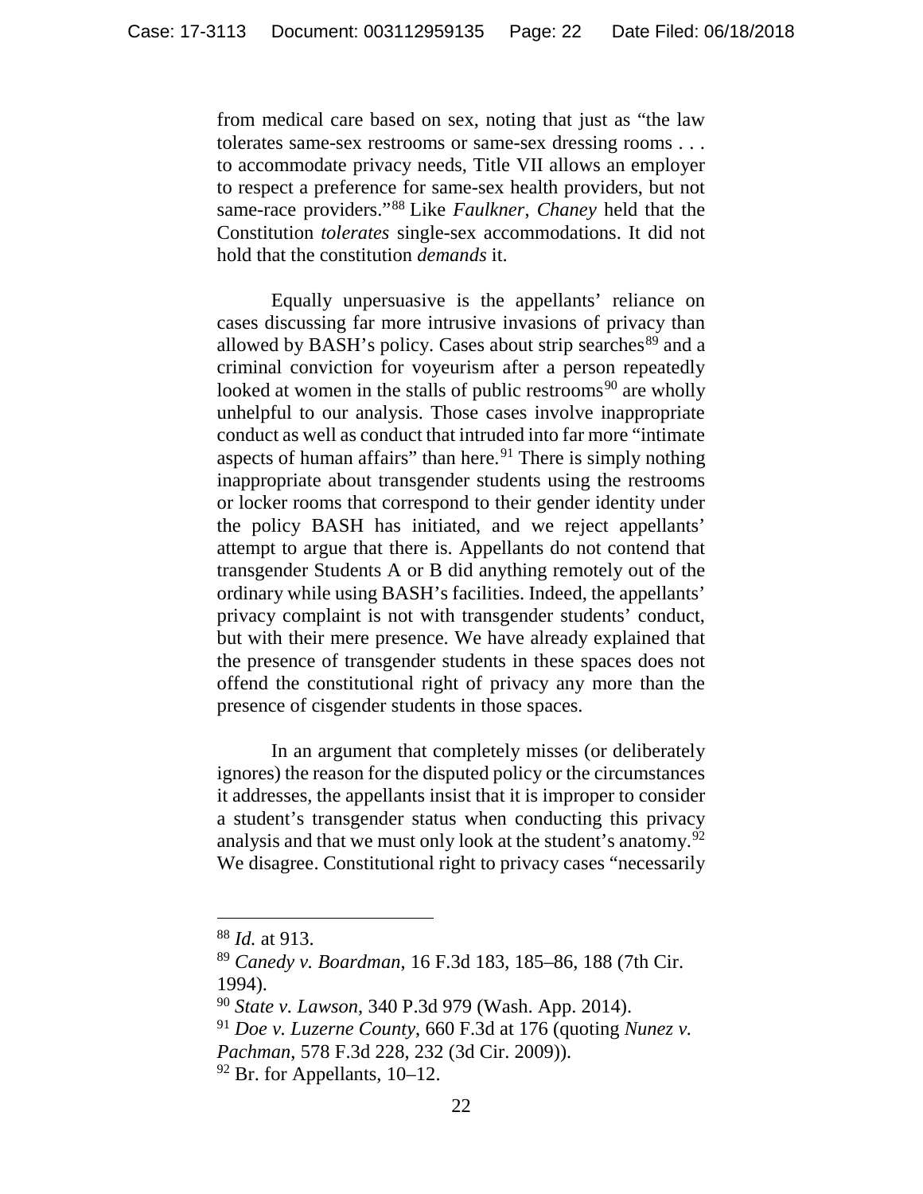from medical care based on sex, noting that just as "the law tolerates same-sex restrooms or same-sex dressing rooms . . . to accommodate privacy needs, Title VII allows an employer to respect a preference for same-sex health providers, but not same-race providers."[88] Like *Faulkner*, *Chaney* held that the Constitution *tolerates* single-sex accommodations. It did not hold that the constitution *demands* it.

Equally unpersuasive is the appellants' reliance on cases discussing far more intrusive invasions of privacy than allowed by BASH's policy. Cases about strip searches[89] and a criminal conviction for voyeurism after a person repeatedly looked at women in the stalls of public restrooms[90] are wholly unhelpful to our analysis. Those cases involve inappropriate conduct as well as conduct that intruded into far more "intimate aspects of human affairs" than here.[91] There is simply nothing inappropriate about transgender students using the restrooms or locker rooms that correspond to their gender identity under the policy BASH has initiated, and we reject appellants' attempt to argue that there is. Appellants do not contend that transgender Students A or B did anything remotely out of the ordinary while using BASH's facilities. Indeed, the appellants' privacy complaint is not with transgender students' conduct, but with their mere presence. We have already explained that the presence of transgender students in these spaces does not offend the constitutional right of privacy any more than the presence of cisgender students in those spaces.

In an argument that completely misses (or deliberately ignores) the reason for the disputed policy or the circumstances it addresses, the appellants insist that it is improper to consider a student's transgender status when conducting this privacy analysis and that we must only look at the student's anatomy.[92] We disagree. Constitutional right to privacy cases "necessarily

---

[88] *Id.* at 913.

[89] *Canedy v. Boardman*, 16 F.3d 183, 185–86, 188 (7th Cir. 1994).

[90] *State v. Lawson*, 340 P.3d 979 (Wash. App. 2014).

[91] *Doe v. Luzerne County*, 660 F.3d at 176 (quoting *Nunez v. Pachman*, 578 F.3d 228, 232 (3d Cir. 2009)).

[92] Br. for Appellants, 10–12.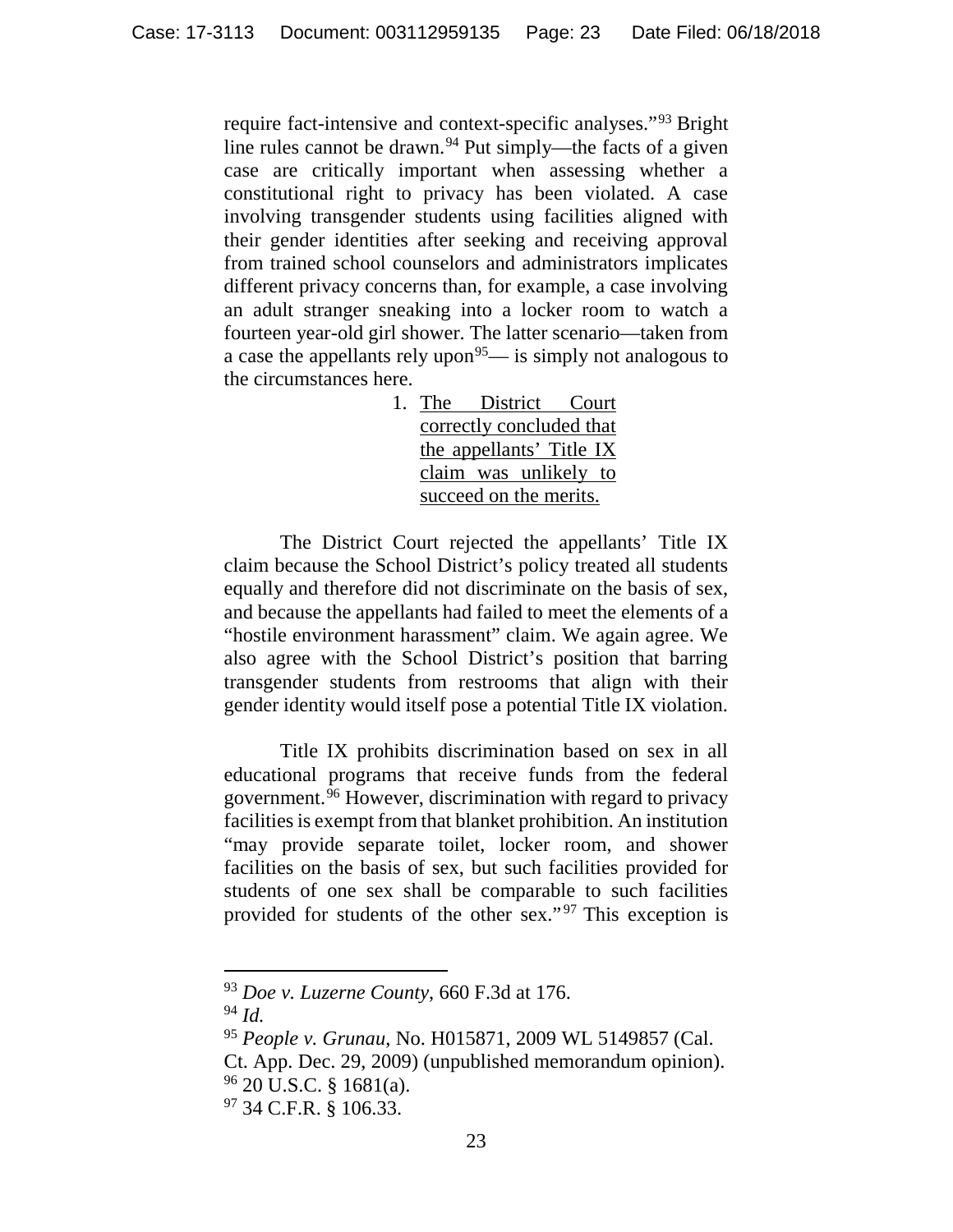require fact-intensive and context-specific analyses."[93] Bright line rules cannot be drawn.[94] Put simply—the facts of a given case are critically important when assessing whether a constitutional right to privacy has been violated. A case involving transgender students using facilities aligned with their gender identities after seeking and receiving approval from trained school counselors and administrators implicates different privacy concerns than, for example, a case involving an adult stranger sneaking into a locker room to watch a fourteen year-old girl shower. The latter scenario—taken from a case the appellants rely upon[95]— is simply not analogous to the circumstances here.

1. <u>The District Court correctly concluded that the appellants' Title IX claim was unlikely to succeed on the merits.</u>

The District Court rejected the appellants' Title IX claim because the School District's policy treated all students equally and therefore did not discriminate on the basis of sex, and because the appellants had failed to meet the elements of a "hostile environment harassment" claim. We again agree. We also agree with the School District's position that barring transgender students from restrooms that align with their gender identity would itself pose a potential Title IX violation.

Title IX prohibits discrimination based on sex in all educational programs that receive funds from the federal government.[96] However, discrimination with regard to privacy facilities is exempt from that blanket prohibition. An institution "may provide separate toilet, locker room, and shower facilities on the basis of sex, but such facilities provided for students of one sex shall be comparable to such facilities provided for students of the other sex."[97] This exception is

---

[93] *Doe v. Luzerne County*, 660 F.3d at 176.

[94] *Id.*

[95] *People v. Grunau*, No. H015871, 2009 WL 5149857 (Cal. Ct. App. Dec. 29, 2009) (unpublished memorandum opinion).

[96] 20 U.S.C. § 1681(a).

[97] 34 C.F.R. § 106.33.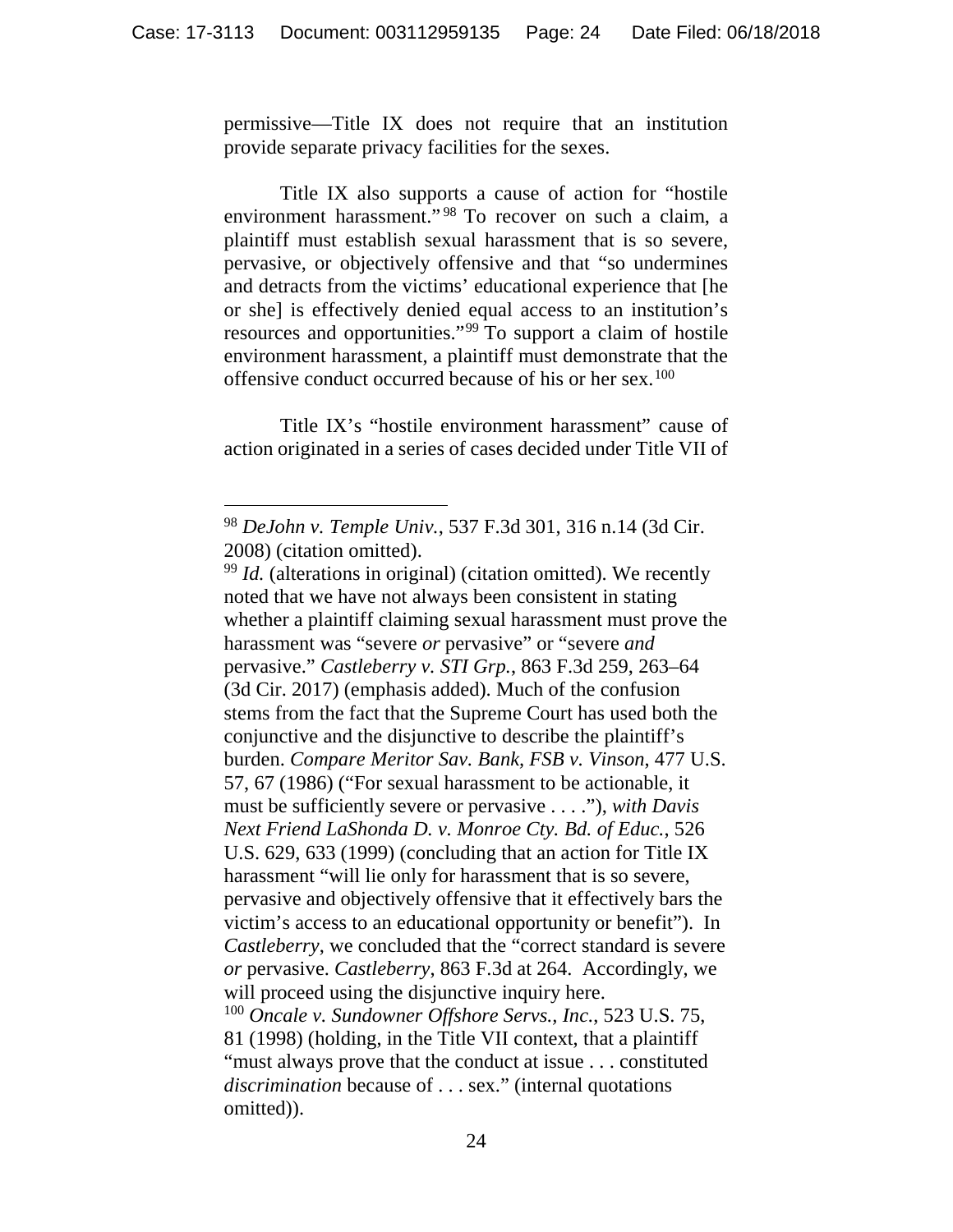permissive—Title IX does not require that an institution provide separate privacy facilities for the sexes.

Title IX also supports a cause of action for "hostile environment harassment."[98] To recover on such a claim, a plaintiff must establish sexual harassment that is so severe, pervasive, or objectively offensive and that "so undermines and detracts from the victims' educational experience that [he or she] is effectively denied equal access to an institution's resources and opportunities."[99] To support a claim of hostile environment harassment, a plaintiff must demonstrate that the offensive conduct occurred because of his or her sex.[100]

Title IX's "hostile environment harassment" cause of action originated in a series of cases decided under Title VII of

---

[98] *DeJohn v. Temple Univ.*, 537 F.3d 301, 316 n.14 (3d Cir. 2008) (citation omitted).

[99] *Id.* (alterations in original) (citation omitted). We recently noted that we have not always been consistent in stating whether a plaintiff claiming sexual harassment must prove the harassment was "severe *or* pervasive" or "severe *and* pervasive." *Castleberry v. STI Grp.*, 863 F.3d 259, 263–64 (3d Cir. 2017) (emphasis added). Much of the confusion stems from the fact that the Supreme Court has used both the conjunctive and the disjunctive to describe the plaintiff's burden. *Compare Meritor Sav. Bank, FSB v. Vinson*, 477 U.S. 57, 67 (1986) ("For sexual harassment to be actionable, it must be sufficiently severe or pervasive . . . ."), *with Davis Next Friend LaShonda D. v. Monroe Cty. Bd. of Educ.*, 526 U.S. 629, 633 (1999) (concluding that an action for Title IX harassment "will lie only for harassment that is so severe, pervasive and objectively offensive that it effectively bars the victim's access to an educational opportunity or benefit"). In *Castleberry*, we concluded that the "correct standard is severe *or* pervasive. *Castleberry*, 863 F.3d at 264. Accordingly, we will proceed using the disjunctive inquiry here.

[100] *Oncale v. Sundowner Offshore Servs., Inc.*, 523 U.S. 75, 81 (1998) (holding, in the Title VII context, that a plaintiff "must always prove that the conduct at issue . . . constituted *discrimination* because of . . . sex." (internal quotations omitted)).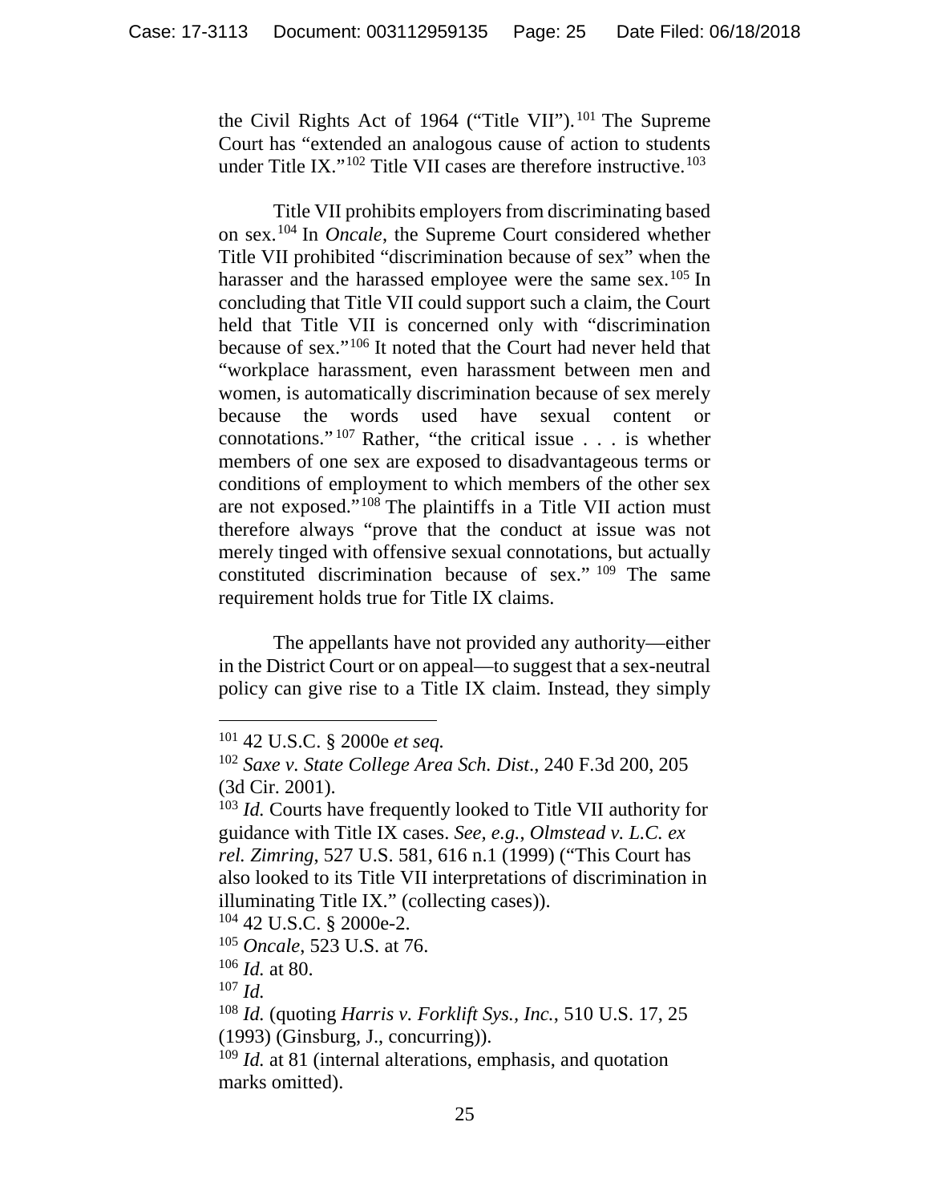the Civil Rights Act of 1964 ("Title VII").[101] The Supreme Court has "extended an analogous cause of action to students under Title IX."[102] Title VII cases are therefore instructive.[103]

Title VII prohibits employers from discriminating based on sex.[104] In *Oncale*, the Supreme Court considered whether Title VII prohibited "discrimination because of sex" when the harasser and the harassed employee were the same sex.[105] In concluding that Title VII could support such a claim, the Court held that Title VII is concerned only with "discrimination because of sex."[106] It noted that the Court had never held that "workplace harassment, even harassment between men and women, is automatically discrimination because of sex merely because the words used have sexual content or connotations."[107] Rather, "the critical issue . . . is whether members of one sex are exposed to disadvantageous terms or conditions of employment to which members of the other sex are not exposed."[108] The plaintiffs in a Title VII action must therefore always "prove that the conduct at issue was not merely tinged with offensive sexual connotations, but actually constituted discrimination because of sex."[109] The same requirement holds true for Title IX claims.

The appellants have not provided any authority—either in the District Court or on appeal—to suggest that a sex-neutral policy can give rise to a Title IX claim. Instead, they simply

---

[101] 42 U.S.C. § 2000e *et seq.*

[102] *Saxe v. State College Area Sch. Dist.*, 240 F.3d 200, 205 (3d Cir. 2001).

[103] *Id.* Courts have frequently looked to Title VII authority for guidance with Title IX cases. *See, e.g.*, *Olmstead v. L.C. ex rel. Zimring*, 527 U.S. 581, 616 n.1 (1999) ("This Court has also looked to its Title VII interpretations of discrimination in illuminating Title IX." (collecting cases)).

[104] 42 U.S.C. § 2000e-2.

[105] *Oncale*, 523 U.S. at 76.

[106] *Id.* at 80.

[107] *Id.*

[108] *Id.* (quoting *Harris v. Forklift Sys., Inc.*, 510 U.S. 17, 25 (1993) (Ginsburg, J., concurring)).

[109] *Id.* at 81 (internal alterations, emphasis, and quotation marks omitted).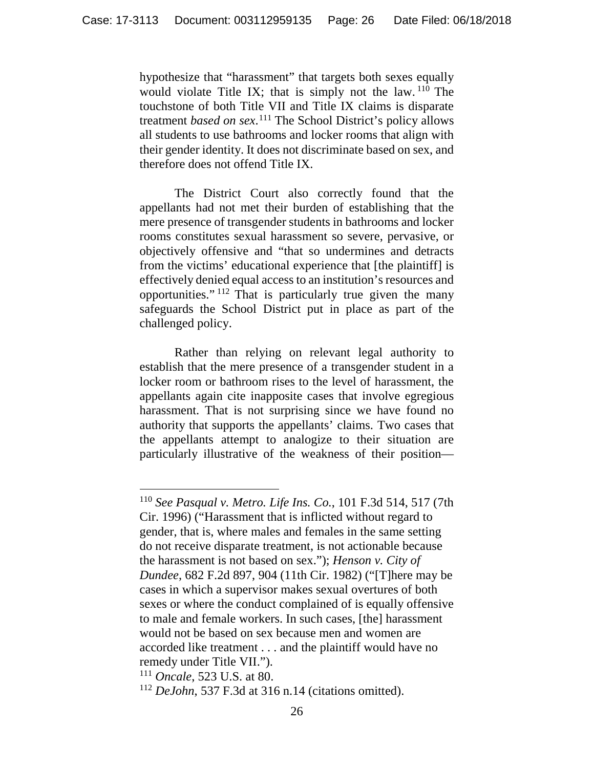hypothesize that "harassment" that targets both sexes equally would violate Title IX; that is simply not the law.[110] The touchstone of both Title VII and Title IX claims is disparate treatment *based on sex*.[111] The School District's policy allows all students to use bathrooms and locker rooms that align with their gender identity. It does not discriminate based on sex, and therefore does not offend Title IX.

The District Court also correctly found that the appellants had not met their burden of establishing that the mere presence of transgender students in bathrooms and locker rooms constitutes sexual harassment so severe, pervasive, or objectively offensive and "that so undermines and detracts from the victims' educational experience that [the plaintiff] is effectively denied equal access to an institution's resources and opportunities."[112] That is particularly true given the many safeguards the School District put in place as part of the challenged policy.

Rather than relying on relevant legal authority to establish that the mere presence of a transgender student in a locker room or bathroom rises to the level of harassment, the appellants again cite inapposite cases that involve egregious harassment. That is not surprising since we have found no authority that supports the appellants' claims. Two cases that the appellants attempt to analogize to their situation are particularly illustrative of the weakness of their position—

---

[110] *See Pasqual v. Metro. Life Ins. Co.*, 101 F.3d 514, 517 (7th Cir. 1996) ("Harassment that is inflicted without regard to gender, that is, where males and females in the same setting do not receive disparate treatment, is not actionable because the harassment is not based on sex."); *Henson v. City of Dundee*, 682 F.2d 897, 904 (11th Cir. 1982) ("[T]here may be cases in which a supervisor makes sexual overtures of both sexes or where the conduct complained of is equally offensive to male and female workers. In such cases, [the] harassment would not be based on sex because men and women are accorded like treatment . . . and the plaintiff would have no remedy under Title VII.").

[111] *Oncale*, 523 U.S. at 80.

[112] *DeJohn*, 537 F.3d at 316 n.14 (citations omitted).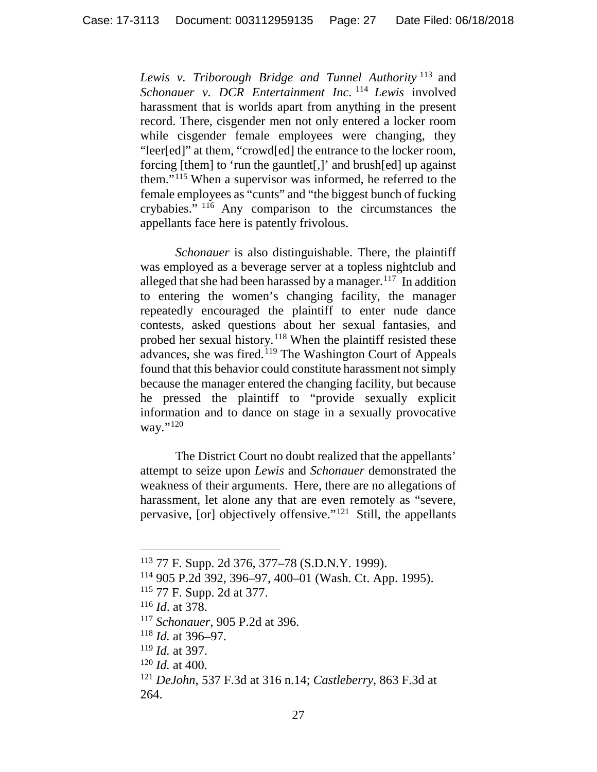*Lewis v. Triborough Bridge and Tunnel Authority*[113] and *Schonauer v. DCR Entertainment Inc.*[114] *Lewis* involved harassment that is worlds apart from anything in the present record. There, cisgender men not only entered a locker room while cisgender female employees were changing, they "leer[ed]" at them, "crowd[ed] the entrance to the locker room, forcing [them] to 'run the gauntlet[,]' and brush[ed] up against them."[115] When a supervisor was informed, he referred to the female employees as "cunts" and "the biggest bunch of fucking crybabies."[116] Any comparison to the circumstances the appellants face here is patently frivolous.

*Schonauer* is also distinguishable. There, the plaintiff was employed as a beverage server at a topless nightclub and alleged that she had been harassed by a manager.[117] In addition to entering the women's changing facility, the manager repeatedly encouraged the plaintiff to enter nude dance contests, asked questions about her sexual fantasies, and probed her sexual history.[118] When the plaintiff resisted these advances, she was fired.[119] The Washington Court of Appeals found that this behavior could constitute harassment not simply because the manager entered the changing facility, but because he pressed the plaintiff to "provide sexually explicit information and to dance on stage in a sexually provocative way."[120]

The District Court no doubt realized that the appellants' attempt to seize upon *Lewis* and *Schonauer* demonstrated the weakness of their arguments. Here, there are no allegations of harassment, let alone any that are even remotely as "severe, pervasive, [or] objectively offensive."[121] Still, the appellants

---

[113] 77 F. Supp. 2d 376, 377–78 (S.D.N.Y. 1999).

[114] 905 P.2d 392, 396–97, 400–01 (Wash. Ct. App. 1995).

[115] 77 F. Supp. 2d at 377.

[116] *Id.* at 378.

[117] *Schonauer*, 905 P.2d at 396.

[118] *Id.* at 396–97.

[119] *Id.* at 397.

[120] *Id.* at 400.

[121] *DeJohn*, 537 F.3d at 316 n.14; *Castleberry*, 863 F.3d at 264.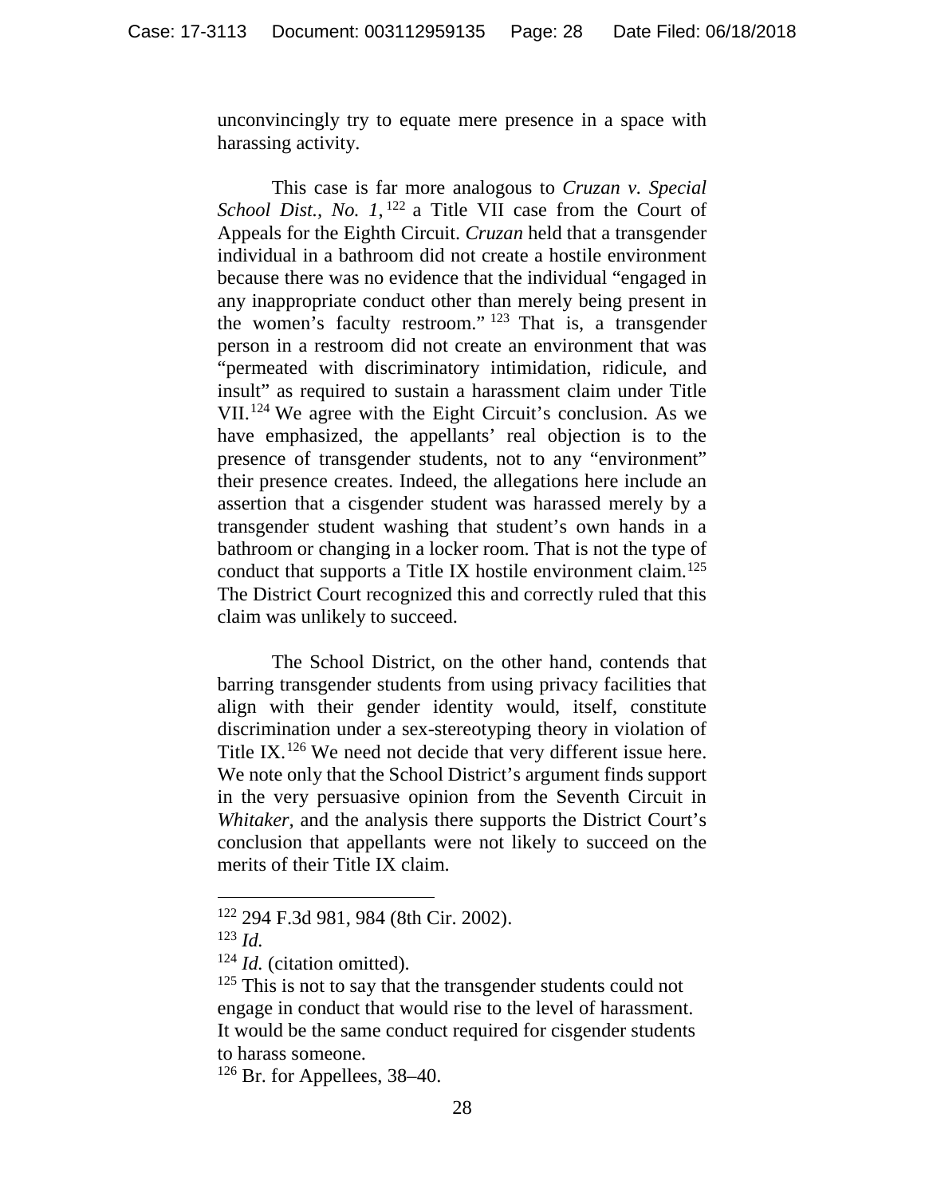unconvincingly try to equate mere presence in a space with harassing activity.

This case is far more analogous to *Cruzan v. Special School Dist., No. 1*,[122] a Title VII case from the Court of Appeals for the Eighth Circuit. *Cruzan* held that a transgender individual in a bathroom did not create a hostile environment because there was no evidence that the individual "engaged in any inappropriate conduct other than merely being present in the women's faculty restroom."[123] That is, a transgender person in a restroom did not create an environment that was "permeated with discriminatory intimidation, ridicule, and insult" as required to sustain a harassment claim under Title VII.[124] We agree with the Eight Circuit's conclusion. As we have emphasized, the appellants' real objection is to the presence of transgender students, not to any "environment" their presence creates. Indeed, the allegations here include an assertion that a cisgender student was harassed merely by a transgender student washing that student's own hands in a bathroom or changing in a locker room. That is not the type of conduct that supports a Title IX hostile environment claim.[125] The District Court recognized this and correctly ruled that this claim was unlikely to succeed.

The School District, on the other hand, contends that barring transgender students from using privacy facilities that align with their gender identity would, itself, constitute discrimination under a sex-stereotyping theory in violation of Title IX.[126] We need not decide that very different issue here. We note only that the School District's argument finds support in the very persuasive opinion from the Seventh Circuit in *Whitaker*, and the analysis there supports the District Court's conclusion that appellants were not likely to succeed on the merits of their Title IX claim.

---

[122] 294 F.3d 981, 984 (8th Cir. 2002).

[123] *Id.*

[124] *Id.* (citation omitted).

[125] This is not to say that the transgender students could not engage in conduct that would rise to the level of harassment. It would be the same conduct required for cisgender students to harass someone.

[126] Br. for Appellees, 38–40.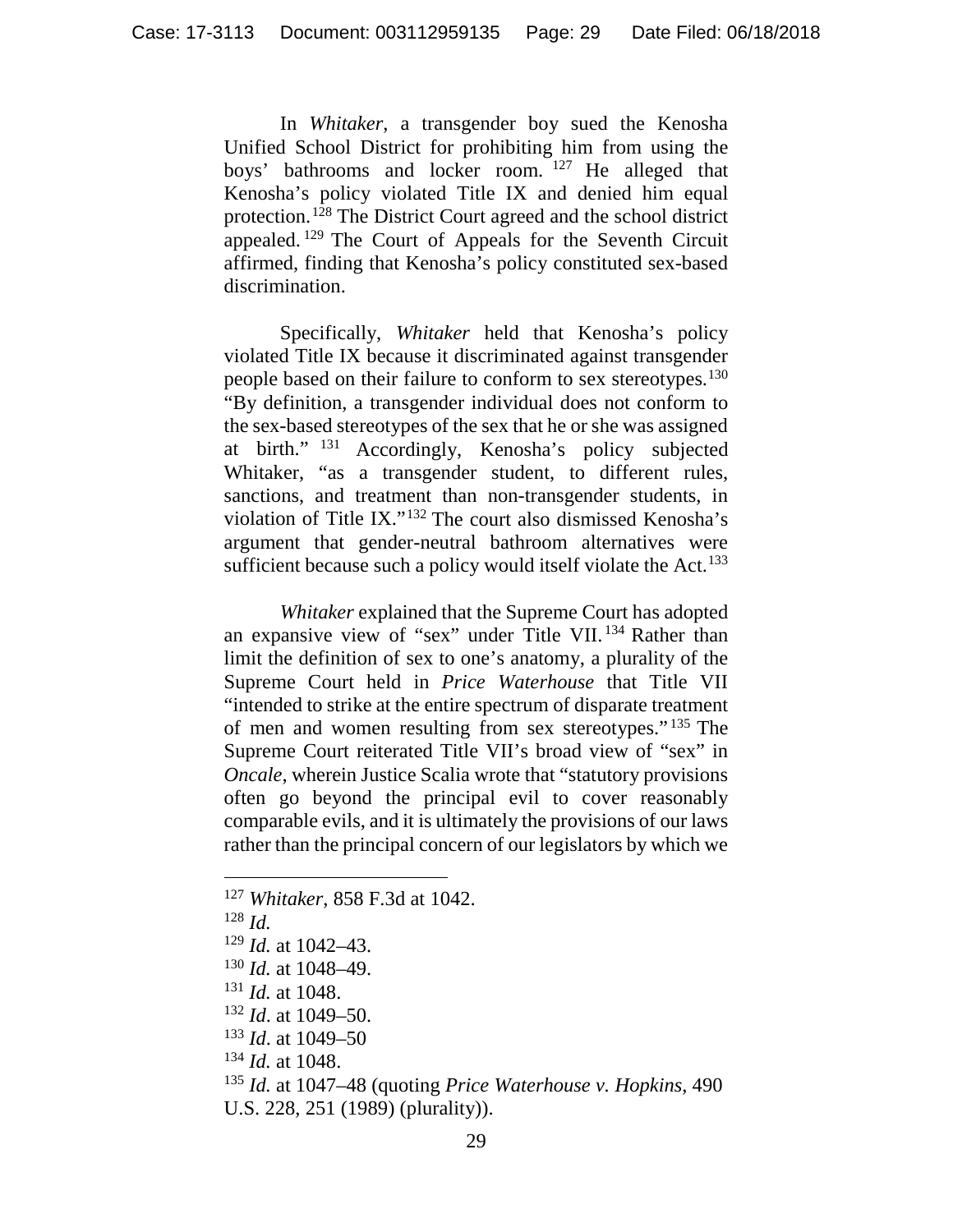In *Whitaker*, a transgender boy sued the Kenosha Unified School District for prohibiting him from using the boys' bathrooms and locker room.[127] He alleged that Kenosha's policy violated Title IX and denied him equal protection.[128] The District Court agreed and the school district appealed.[129] The Court of Appeals for the Seventh Circuit affirmed, finding that Kenosha's policy constituted sex-based discrimination.

Specifically, *Whitaker* held that Kenosha's policy violated Title IX because it discriminated against transgender people based on their failure to conform to sex stereotypes.[130] "By definition, a transgender individual does not conform to the sex-based stereotypes of the sex that he or she was assigned at birth."[131] Accordingly, Kenosha's policy subjected Whitaker, "as a transgender student, to different rules, sanctions, and treatment than non-transgender students, in violation of Title IX."[132] The court also dismissed Kenosha's argument that gender-neutral bathroom alternatives were sufficient because such a policy would itself violate the Act.[133]

*Whitaker* explained that the Supreme Court has adopted an expansive view of "sex" under Title VII.[134] Rather than limit the definition of sex to one's anatomy, a plurality of the Supreme Court held in *Price Waterhouse* that Title VII "intended to strike at the entire spectrum of disparate treatment of men and women resulting from sex stereotypes."[135] The Supreme Court reiterated Title VII's broad view of "sex" in *Oncale*, wherein Justice Scalia wrote that "statutory provisions often go beyond the principal evil to cover reasonably comparable evils, and it is ultimately the provisions of our laws rather than the principal concern of our legislators by which we

---

[127] *Whitaker*, 858 F.3d at 1042.
[128] *Id.*
[129] *Id.* at 1042–43.
[130] *Id.* at 1048–49.
[131] *Id.* at 1048.
[132] *Id*. at 1049–50.
[133] *Id*. at 1049–50
[134] *Id.* at 1048.
[135] *Id.* at 1047–48 (quoting *Price Waterhouse v. Hopkins*, 490 U.S. 228, 251 (1989) (plurality)).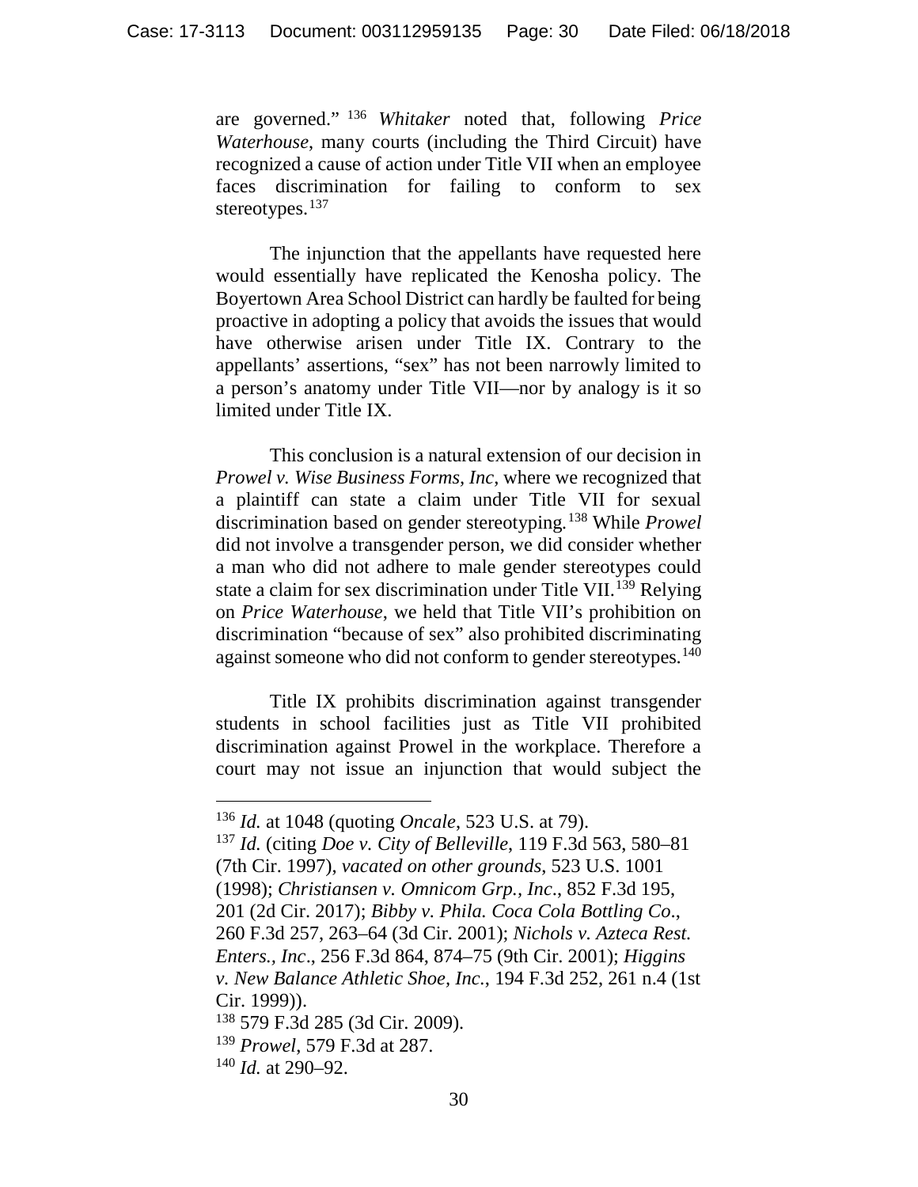are governed." [136] *Whitaker* noted that, following *Price Waterhouse*, many courts (including the Third Circuit) have recognized a cause of action under Title VII when an employee faces discrimination for failing to conform to sex stereotypes.[137]

The injunction that the appellants have requested here would essentially have replicated the Kenosha policy. The Boyertown Area School District can hardly be faulted for being proactive in adopting a policy that avoids the issues that would have otherwise arisen under Title IX. Contrary to the appellants' assertions, "sex" has not been narrowly limited to a person's anatomy under Title VII—nor by analogy is it so limited under Title IX.

This conclusion is a natural extension of our decision in *Prowel v. Wise Business Forms, Inc*, where we recognized that a plaintiff can state a claim under Title VII for sexual discrimination based on gender stereotyping.[138] While *Prowel* did not involve a transgender person, we did consider whether a man who did not adhere to male gender stereotypes could state a claim for sex discrimination under Title VII.[139] Relying on *Price Waterhouse*, we held that Title VII's prohibition on discrimination "because of sex" also prohibited discriminating against someone who did not conform to gender stereotypes.[140]

Title IX prohibits discrimination against transgender students in school facilities just as Title VII prohibited discrimination against Prowel in the workplace. Therefore a court may not issue an injunction that would subject the

---

[136] *Id.* at 1048 (quoting *Oncale*, 523 U.S. at 79).

[137] *Id.* (citing *Doe v. City of Belleville*, 119 F.3d 563, 580–81 (7th Cir. 1997), *vacated on other grounds*, 523 U.S. 1001 (1998); *Christiansen v. Omnicom Grp., Inc*., 852 F.3d 195, 201 (2d Cir. 2017); *Bibby v. Phila. Coca Cola Bottling Co*., 260 F.3d 257, 263–64 (3d Cir. 2001); *Nichols v. Azteca Rest. Enters., Inc*., 256 F.3d 864, 874–75 (9th Cir. 2001); *Higgins v. New Balance Athletic Shoe, Inc.*, 194 F.3d 252, 261 n.4 (1st Cir. 1999)).

[138] 579 F.3d 285 (3d Cir. 2009).

[139] *Prowel*, 579 F.3d at 287.

[140] *Id.* at 290–92.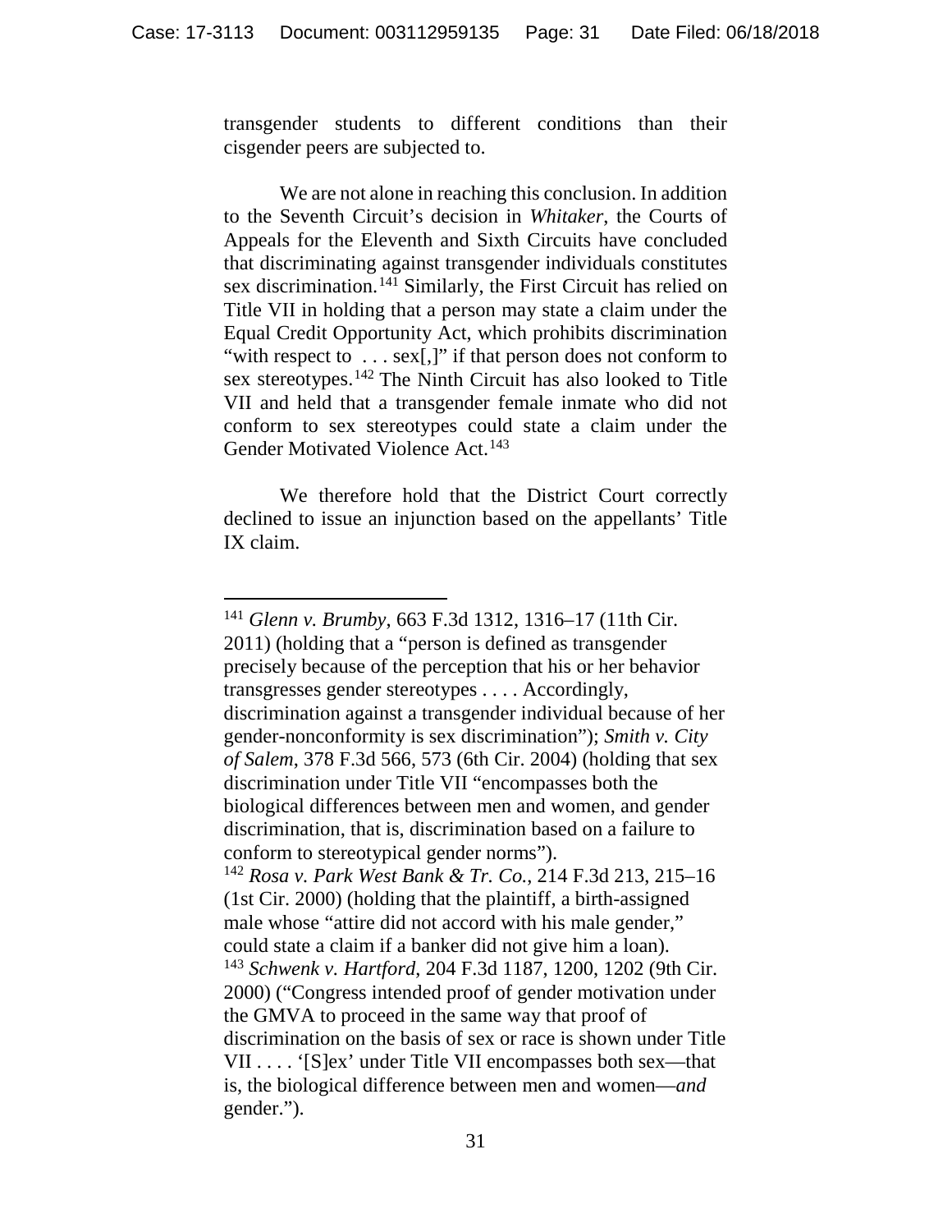transgender students to different conditions than their cisgender peers are subjected to.

We are not alone in reaching this conclusion. In addition to the Seventh Circuit's decision in *Whitaker*, the Courts of Appeals for the Eleventh and Sixth Circuits have concluded that discriminating against transgender individuals constitutes sex discrimination.[141] Similarly, the First Circuit has relied on Title VII in holding that a person may state a claim under the Equal Credit Opportunity Act, which prohibits discrimination "with respect to . . . sex[,]" if that person does not conform to sex stereotypes.[142] The Ninth Circuit has also looked to Title VII and held that a transgender female inmate who did not conform to sex stereotypes could state a claim under the Gender Motivated Violence Act.[143]

We therefore hold that the District Court correctly declined to issue an injunction based on the appellants' Title IX claim.

---

[141] *Glenn v. Brumby*, 663 F.3d 1312, 1316–17 (11th Cir. 2011) (holding that a "person is defined as transgender precisely because of the perception that his or her behavior transgresses gender stereotypes . . . . Accordingly, discrimination against a transgender individual because of her gender-nonconformity is sex discrimination"); *Smith v. City of Salem*, 378 F.3d 566, 573 (6th Cir. 2004) (holding that sex discrimination under Title VII "encompasses both the biological differences between men and women, and gender discrimination, that is, discrimination based on a failure to conform to stereotypical gender norms").

[142] *Rosa v. Park West Bank & Tr. Co.*, 214 F.3d 213, 215–16 (1st Cir. 2000) (holding that the plaintiff, a birth-assigned male whose "attire did not accord with his male gender," could state a claim if a banker did not give him a loan).

[143] *Schwenk v. Hartford*, 204 F.3d 1187, 1200, 1202 (9th Cir. 2000) ("Congress intended proof of gender motivation under the GMVA to proceed in the same way that proof of discrimination on the basis of sex or race is shown under Title VII . . . . '[S]ex' under Title VII encompasses both sex—that is, the biological difference between men and women—*and* gender.").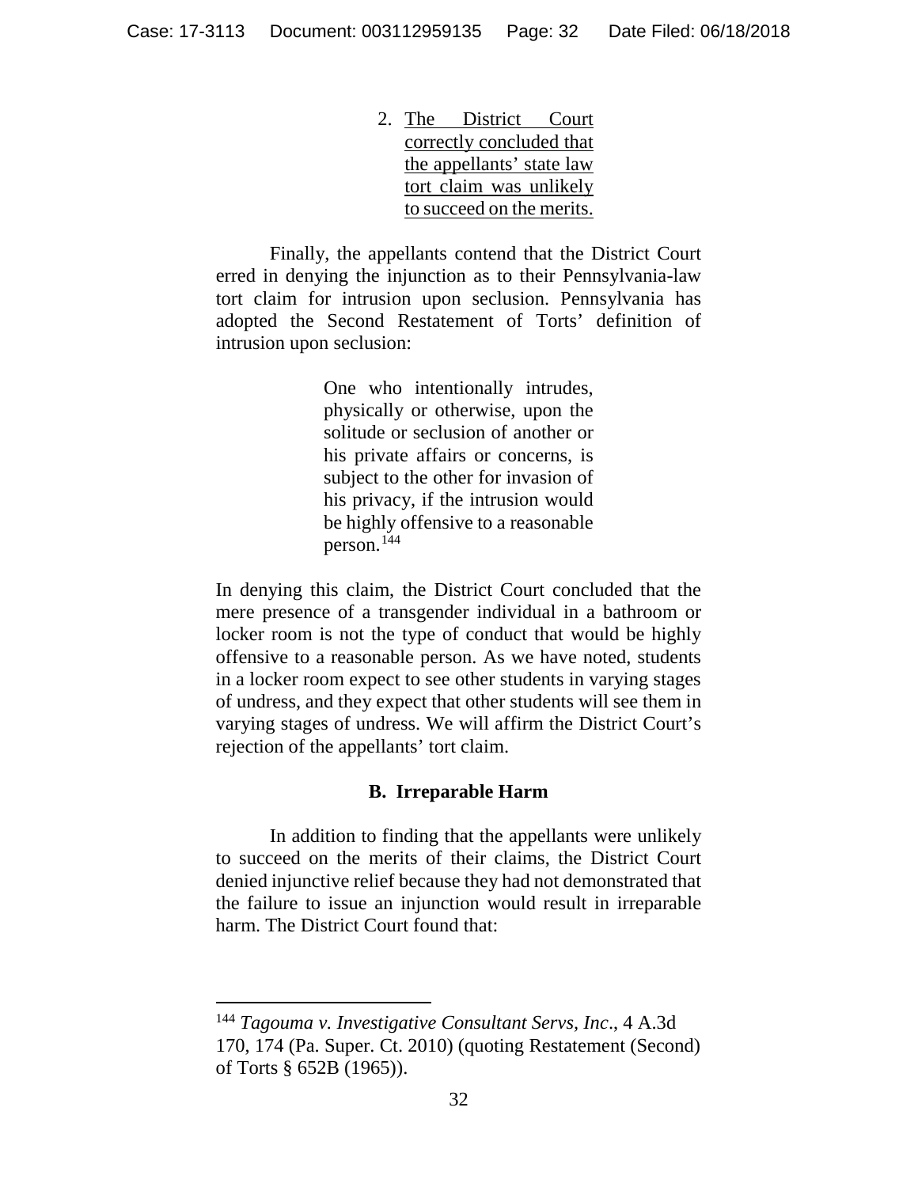2. The District Court correctly concluded that the appellants' state law tort claim was unlikely to succeed on the merits.

Finally, the appellants contend that the District Court erred in denying the injunction as to their Pennsylvania-law tort claim for intrusion upon seclusion. Pennsylvania has adopted the Second Restatement of Torts' definition of intrusion upon seclusion:

> One who intentionally intrudes, physically or otherwise, upon the solitude or seclusion of another or his private affairs or concerns, is subject to the other for invasion of his privacy, if the intrusion would be highly offensive to a reasonable person.[144]

In denying this claim, the District Court concluded that the mere presence of a transgender individual in a bathroom or locker room is not the type of conduct that would be highly offensive to a reasonable person. As we have noted, students in a locker room expect to see other students in varying stages of undress, and they expect that other students will see them in varying stages of undress. We will affirm the District Court's rejection of the appellants' tort claim.

### B. Irreparable Harm

In addition to finding that the appellants were unlikely to succeed on the merits of their claims, the District Court denied injunctive relief because they had not demonstrated that the failure to issue an injunction would result in irreparable harm. The District Court found that:

---

[144] *Tagouma v. Investigative Consultant Servs, Inc*., 4 A.3d 170, 174 (Pa. Super. Ct. 2010) (quoting Restatement (Second) of Torts § 652B (1965)).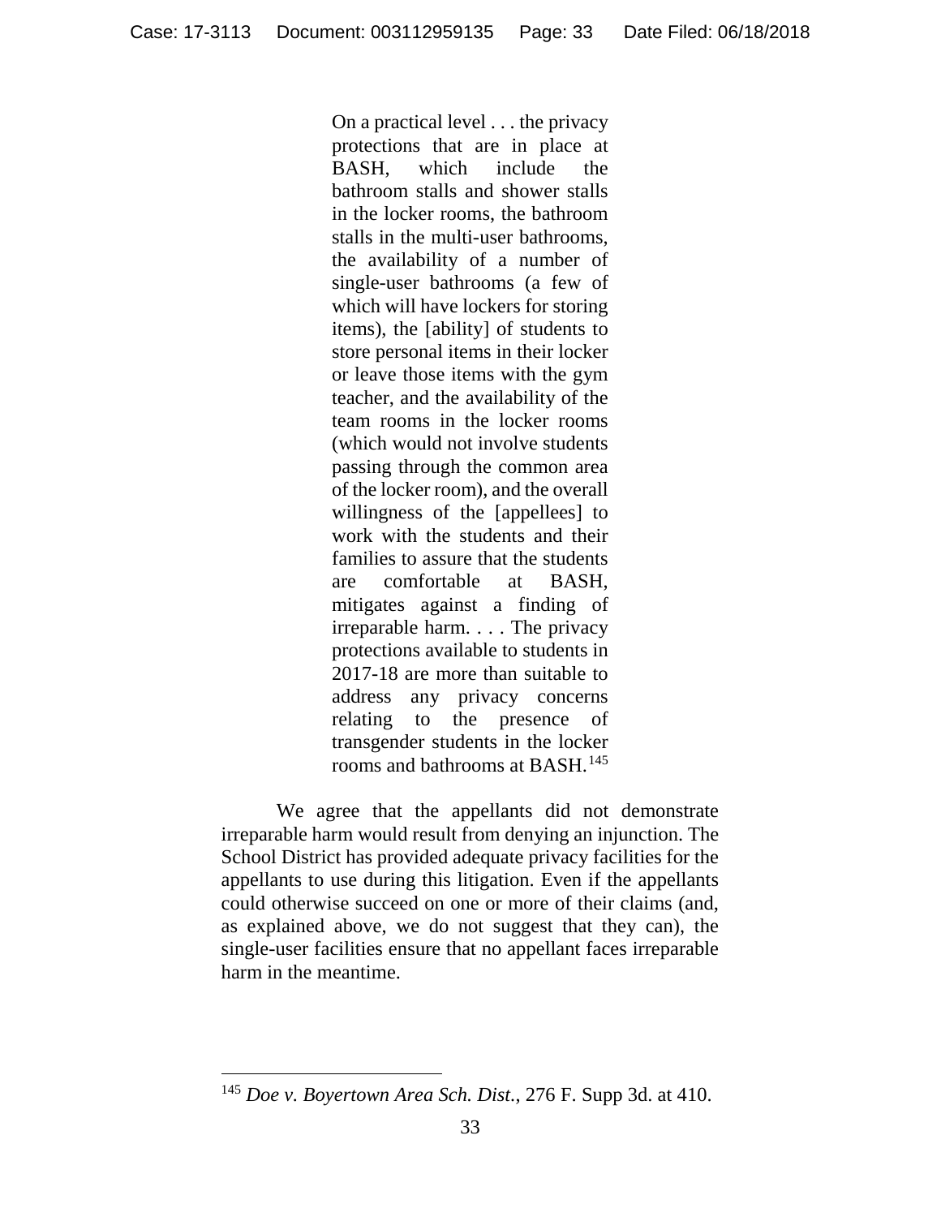> On a practical level . . . the privacy protections that are in place at BASH, which include the bathroom stalls and shower stalls in the locker rooms, the bathroom stalls in the multi-user bathrooms, the availability of a number of single-user bathrooms (a few of which will have lockers for storing items), the [ability] of students to store personal items in their locker or leave those items with the gym teacher, and the availability of the team rooms in the locker rooms (which would not involve students passing through the common area of the locker room), and the overall willingness of the [appellees] to work with the students and their families to assure that the students are comfortable at BASH, mitigates against a finding of irreparable harm. . . . The privacy protections available to students in 2017-18 are more than suitable to address any privacy concerns relating to the presence of transgender students in the locker rooms and bathrooms at BASH.[145]

We agree that the appellants did not demonstrate irreparable harm would result from denying an injunction. The School District has provided adequate privacy facilities for the appellants to use during this litigation. Even if the appellants could otherwise succeed on one or more of their claims (and, as explained above, we do not suggest that they can), the single-user facilities ensure that no appellant faces irreparable harm in the meantime.

---

[145] *Doe v. Boyertown Area Sch. Dist.*, 276 F. Supp 3d. at 410.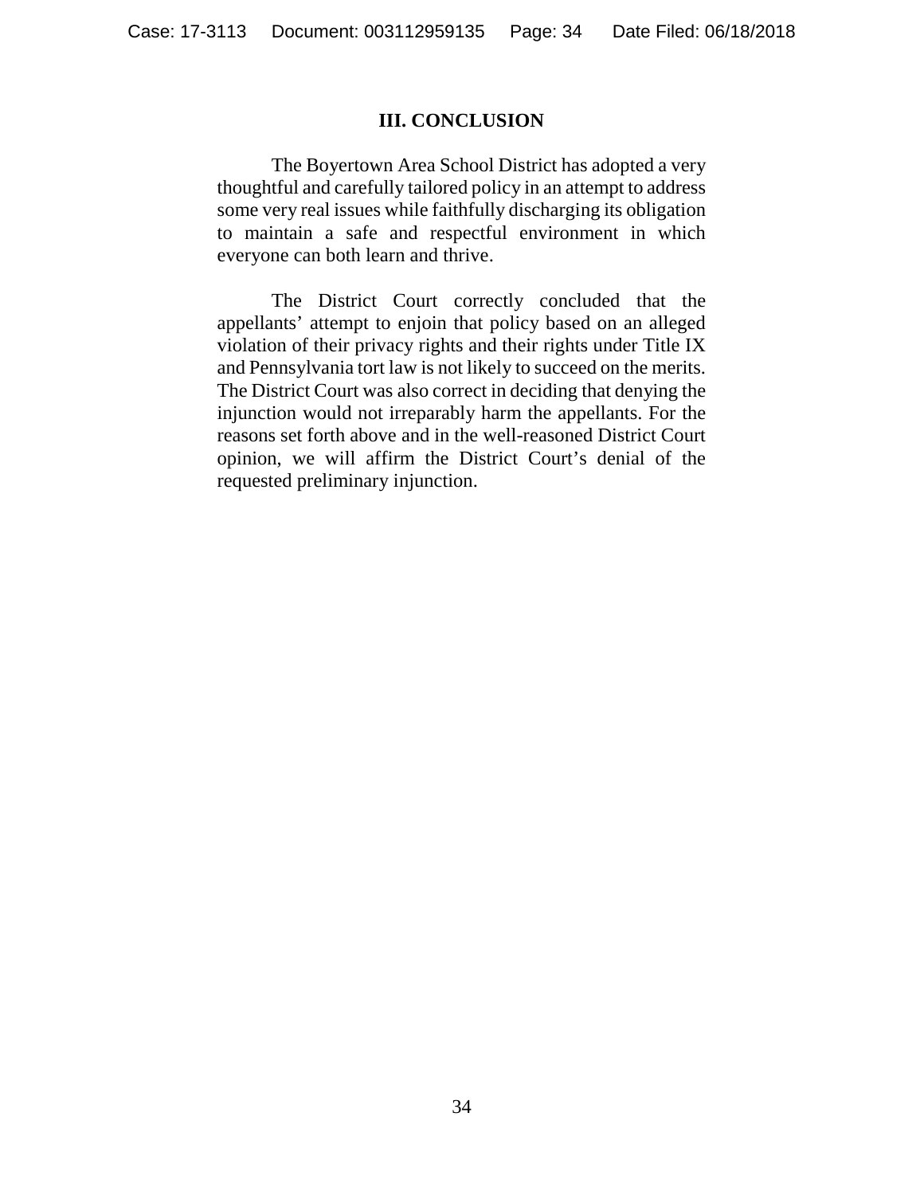### III. CONCLUSION

The Boyertown Area School District has adopted a very thoughtful and carefully tailored policy in an attempt to address some very real issues while faithfully discharging its obligation to maintain a safe and respectful environment in which everyone can both learn and thrive.

The District Court correctly concluded that the appellants' attempt to enjoin that policy based on an alleged violation of their privacy rights and their rights under Title IX and Pennsylvania tort law is not likely to succeed on the merits. The District Court was also correct in deciding that denying the injunction would not irreparably harm the appellants. For the reasons set forth above and in the well-reasoned District Court opinion, we will affirm the District Court's denial of the requested preliminary injunction.